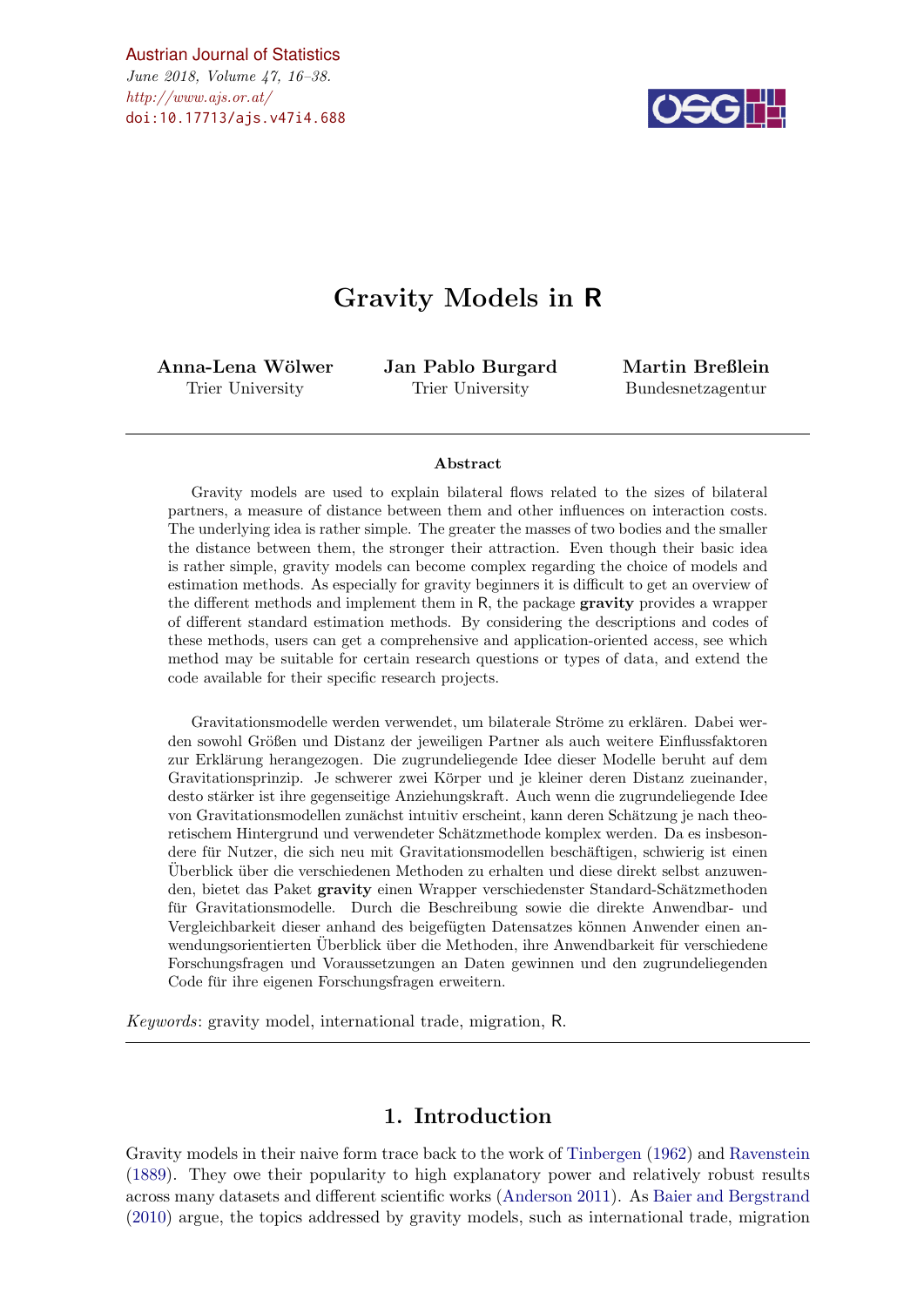Austrian Journal of Statistics
*June 2018, Volume 47, 16–38.*
*http://www.ajs.or.at/*
doi:10.17713/ajs.v47i4.688

# Gravity Models in R

**Anna-Lena Wölwer**
Trier University

**Jan Pablo Burgard**
Trier University

**Martin Breßlein**
Bundesnetzagentur

---

#### Abstract

Gravity models are used to explain bilateral flows related to the sizes of bilateral partners, a measure of distance between them and other influences on interaction costs. The underlying idea is rather simple. The greater the masses of two bodies and the smaller the distance between them, the stronger their attraction. Even though their basic idea is rather simple, gravity models can become complex regarding the choice of models and estimation methods. As especially for gravity beginners it is difficult to get an overview of the different methods and implement them in R, the package **gravity** provides a wrapper of different standard estimation methods. By considering the descriptions and codes of these methods, users can get a comprehensive and application-oriented access, see which method may be suitable for certain research questions or types of data, and extend the code available for their specific research projects.

Gravitationsmodelle werden verwendet, um bilaterale Ströme zu erklären. Dabei werden sowohl Größen und Distanz der jeweiligen Partner als auch weitere Einflussfaktoren zur Erklärung herangezogen. Die zugrundeliegende Idee dieser Modelle beruht auf dem Gravitationsprinzip. Je schwerer zwei Körper und je kleiner deren Distanz zueinander, desto stärker ist ihre gegenseitige Anziehungskraft. Auch wenn die zugrundeliegende Idee von Gravitationsmodellen zunächst intuitiv erscheint, kann deren Schätzung je nach theoretischem Hintergrund und verwendeter Schätzmethode komplex werden. Da es insbesondere für Nutzer, die sich neu mit Gravitationsmodellen beschäftigen, schwierig ist einen Überblick über die verschiedenen Methoden zu erhalten und diese direkt selbst anzuwenden, bietet das Paket **gravity** einen Wrapper verschiedenster Standard-Schätzmethoden für Gravitationsmodelle. Durch die Beschreibung sowie die direkte Anwendbar- und Vergleichbarkeit dieser anhand des beigefügten Datensatzes können Anwender einen anwendungsorientierten Überblick über die Methoden, ihre Anwendbarkeit für verschiedene Forschungsfragen und Voraussetzungen an Daten gewinnen und den zugrundeliegenden Code für ihre eigenen Forschungsfragen erweitern.

*Keywords*: gravity model, international trade, migration, R.

---

## 1. Introduction

Gravity models in their naive form trace back to the work of Tinbergen (1962) and Ravenstein (1889). They owe their popularity to high explanatory power and relatively robust results across many datasets and different scientific works (Anderson 2011). As Baier and Bergstrand (2010) argue, the topics addressed by gravity models, such as international trade, migration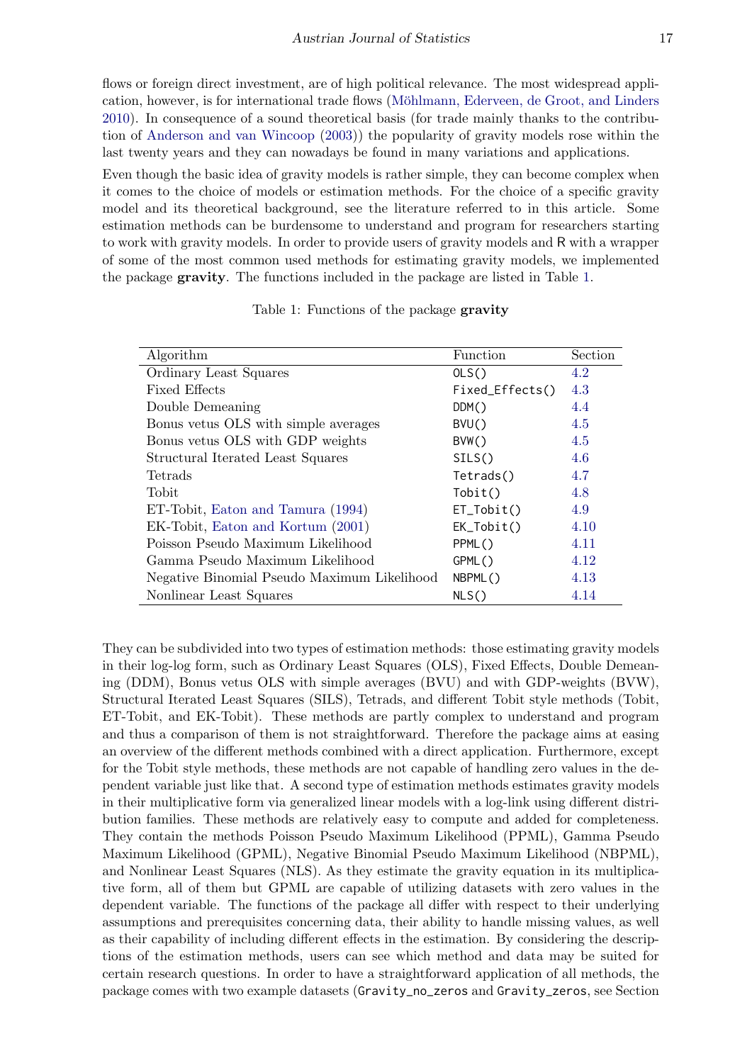flows or foreign direct investment, are of high political relevance. The most widespread application, however, is for international trade flows (Möhlmann, Ederveen, de Groot, and Linders 2010). In consequence of a sound theoretical basis (for trade mainly thanks to the contribution of Anderson and van Wincoop (2003)) the popularity of gravity models rose within the last twenty years and they can nowadays be found in many variations and applications.

Even though the basic idea of gravity models is rather simple, they can become complex when it comes to the choice of models or estimation methods. For the choice of a specific gravity model and its theoretical background, see the literature referred to in this article. Some estimation methods can be burdensome to understand and program for researchers starting to work with gravity models. In order to provide users of gravity models and R with a wrapper of some of the most common used methods for estimating gravity models, we implemented the package **gravity**. The functions included in the package are listed in Table 1.

Table 1: Functions of the package **gravity**

| Algorithm | Function | Section |
|---|---|---|
| Ordinary Least Squares | `OLS()` | 4.2 |
| Fixed Effects | `Fixed_Effects()` | 4.3 |
| Double Demeaning | `DDM()` | 4.4 |
| Bonus vetus OLS with simple averages | `BVU()` | 4.5 |
| Bonus vetus OLS with GDP weights | `BVW()` | 4.5 |
| Structural Iterated Least Squares | `SILS()` | 4.6 |
| Tetrads | `Tetrads()` | 4.7 |
| Tobit | `Tobit()` | 4.8 |
| ET-Tobit, Eaton and Tamura (1994) | `ET_Tobit()` | 4.9 |
| EK-Tobit, Eaton and Kortum (2001) | `EK_Tobit()` | 4.10 |
| Poisson Pseudo Maximum Likelihood | `PPML()` | 4.11 |
| Gamma Pseudo Maximum Likelihood | `GPML()` | 4.12 |
| Negative Binomial Pseudo Maximum Likelihood | `NBPML()` | 4.13 |
| Nonlinear Least Squares | `NLS()` | 4.14 |

They can be subdivided into two types of estimation methods: those estimating gravity models in their log-log form, such as Ordinary Least Squares (OLS), Fixed Effects, Double Demeaning (DDM), Bonus vetus OLS with simple averages (BVU) and with GDP-weights (BVW), Structural Iterated Least Squares (SILS), Tetrads, and different Tobit style methods (Tobit, ET-Tobit, and EK-Tobit). These methods are partly complex to understand and program and thus a comparison of them is not straightforward. Therefore the package aims at easing an overview of the different methods combined with a direct application. Furthermore, except for the Tobit style methods, these methods are not capable of handling zero values in the dependent variable just like that. A second type of estimation methods estimates gravity models in their multiplicative form via generalized linear models with a log-link using different distribution families. These methods are relatively easy to compute and added for completeness. They contain the methods Poisson Pseudo Maximum Likelihood (PPML), Gamma Pseudo Maximum Likelihood (GPML), Negative Binomial Pseudo Maximum Likelihood (NBPML), and Nonlinear Least Squares (NLS). As they estimate the gravity equation in its multiplicative form, all of them but GPML are capable of utilizing datasets with zero values in the dependent variable. The functions of the package all differ with respect to their underlying assumptions and prerequisites concerning data, their ability to handle missing values, as well as their capability of including different effects in the estimation. By considering the descriptions of the estimation methods, users can see which method and data may be suited for certain research questions. In order to have a straightforward application of all methods, the package comes with two example datasets (`Gravity_no_zeros` and `Gravity_zeros`, see Section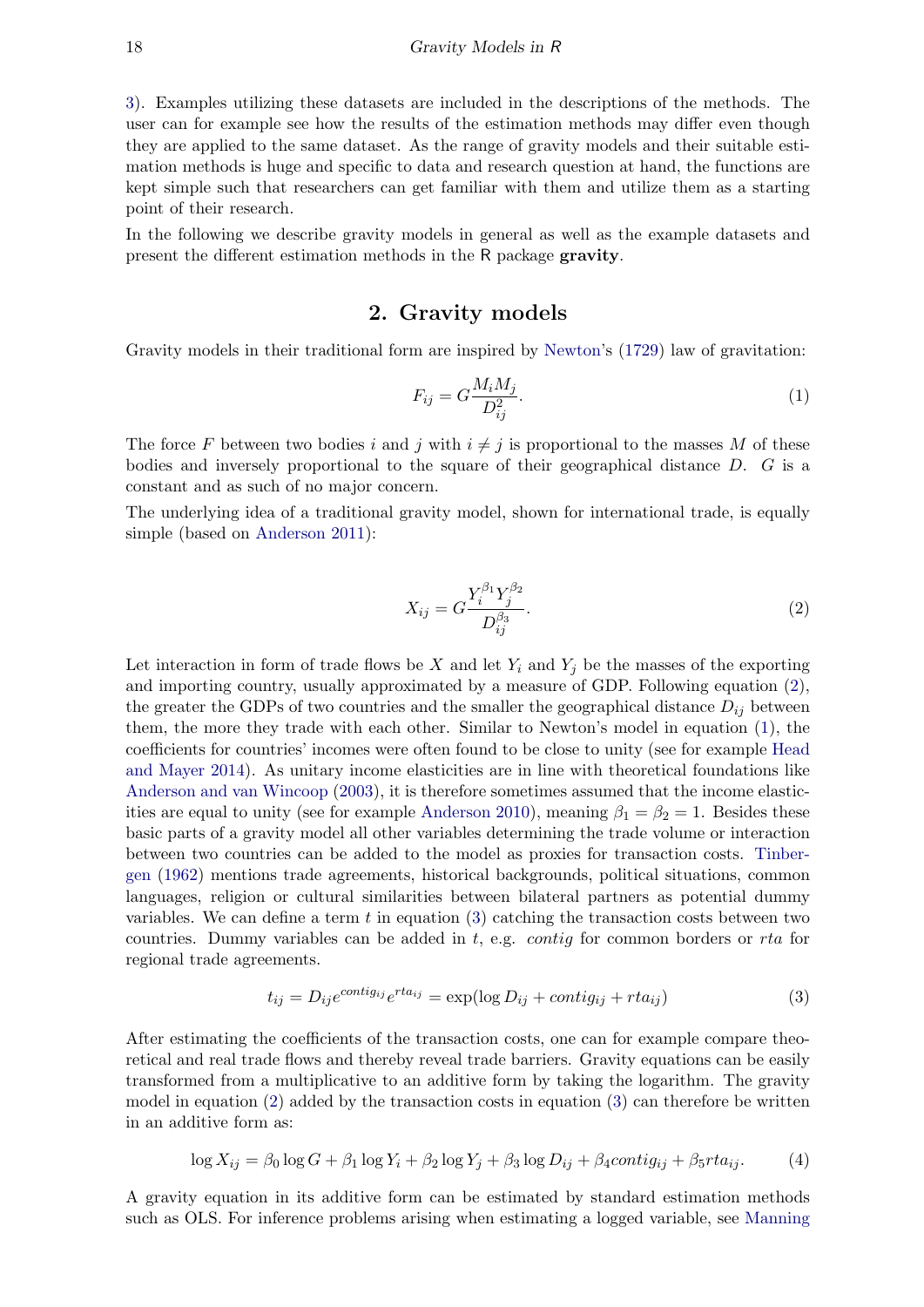3). Examples utilizing these datasets are included in the descriptions of the methods. The user can for example see how the results of the estimation methods may differ even though they are applied to the same dataset. As the range of gravity models and their suitable estimation methods is huge and specific to data and research question at hand, the functions are kept simple such that researchers can get familiar with them and utilize them as a starting point of their research.

In the following we describe gravity models in general as well as the example datasets and present the different estimation methods in the R package **gravity**.

## 2. Gravity models

Gravity models in their traditional form are inspired by Newton's (1729) law of gravitation:

$$F_{ij} = G\frac{M_i M_j}{D_{ij}^2}. \tag{1}$$

The force $F$ between two bodies $i$ and $j$ with $i \neq j$ is proportional to the masses $M$ of these bodies and inversely proportional to the square of their geographical distance $D$. $G$ is a constant and as such of no major concern.

The underlying idea of a traditional gravity model, shown for international trade, is equally simple (based on Anderson 2011):

$$X_{ij} = G\frac{Y_i^{\beta_1} Y_j^{\beta_2}}{D_{ij}^{\beta_3}}. \tag{2}$$

Let interaction in form of trade flows be $X$ and let $Y_i$ and $Y_j$ be the masses of the exporting and importing country, usually approximated by a measure of GDP. Following equation (2), the greater the GDPs of two countries and the smaller the geographical distance $D_{ij}$ between them, the more they trade with each other. Similar to Newton's model in equation (1), the coefficients for countries' incomes were often found to be close to unity (see for example Head and Mayer 2014). As unitary income elasticities are in line with theoretical foundations like Anderson and van Wincoop (2003), it is therefore sometimes assumed that the income elasticities are equal to unity (see for example Anderson 2010), meaning $\beta_1 = \beta_2 = 1$. Besides these basic parts of a gravity model all other variables determining the trade volume or interaction between two countries can be added to the model as proxies for transaction costs. Tinbergen (1962) mentions trade agreements, historical backgrounds, political situations, common languages, religion or cultural similarities between bilateral partners as potential dummy variables. We can define a term $t$ in equation (3) catching the transaction costs between two countries. Dummy variables can be added in $t$, e.g. *contig* for common borders or *rta* for regional trade agreements.

$$t_{ij} = D_{ij} e^{contig_{ij}} e^{rta_{ij}} = \exp(\log D_{ij} + contig_{ij} + rta_{ij}) \tag{3}$$

After estimating the coefficients of the transaction costs, one can for example compare theoretical and real trade flows and thereby reveal trade barriers. Gravity equations can be easily transformed from a multiplicative to an additive form by taking the logarithm. The gravity model in equation (2) added by the transaction costs in equation (3) can therefore be written in an additive form as:

$$\log X_{ij} = \beta_0 \log G + \beta_1 \log Y_i + \beta_2 \log Y_j + \beta_3 \log D_{ij} + \beta_4 contig_{ij} + \beta_5 rta_{ij}. \tag{4}$$

A gravity equation in its additive form can be estimated by standard estimation methods such as OLS. For inference problems arising when estimating a logged variable, see Manning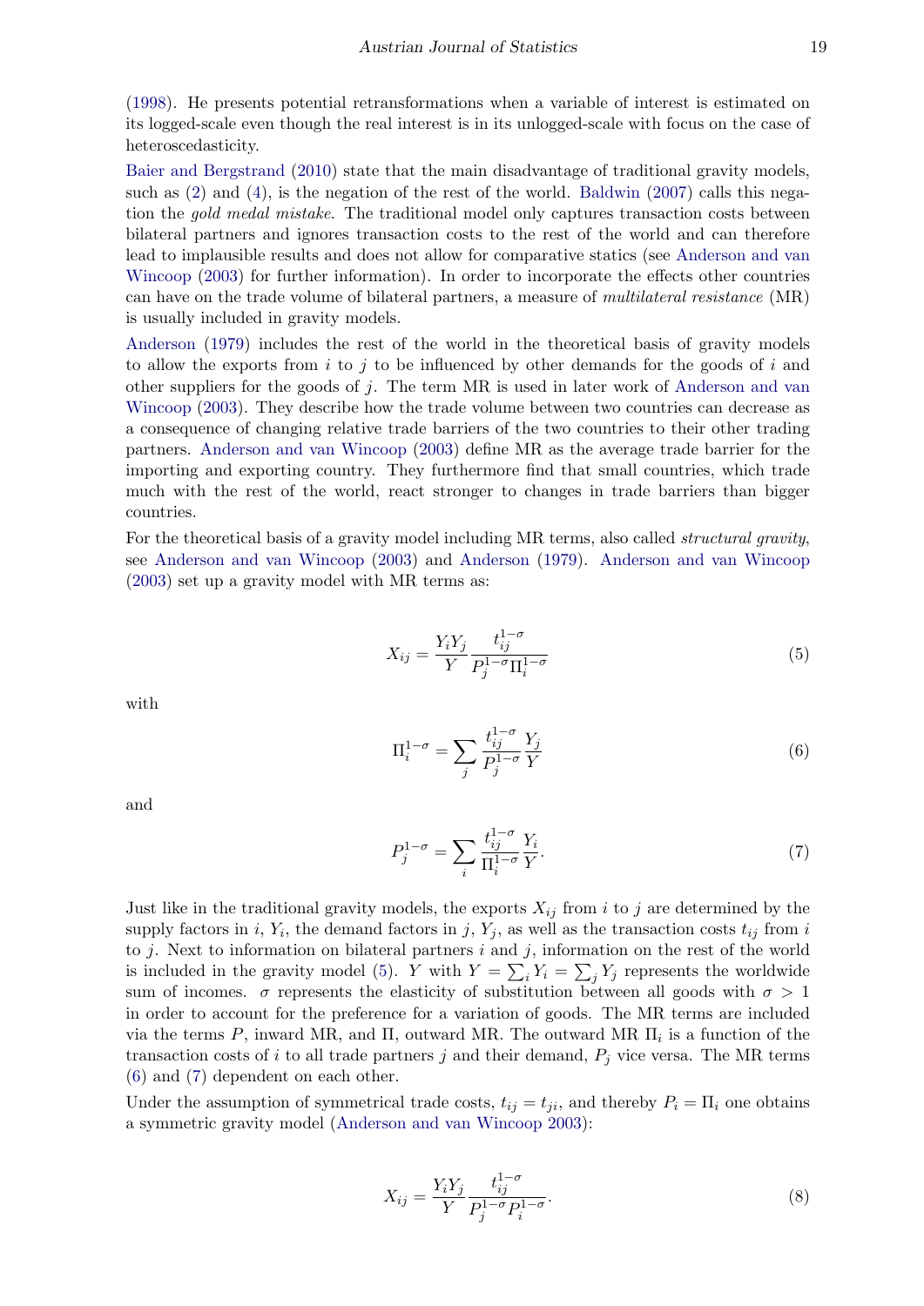(1998). He presents potential retransformations when a variable of interest is estimated on its logged-scale even though the real interest is in its unlogged-scale with focus on the case of heteroscedasticity.

Baier and Bergstrand (2010) state that the main disadvantage of traditional gravity models, such as (2) and (4), is the negation of the rest of the world. Baldwin (2007) calls this negation the *gold medal mistake*. The traditional model only captures transaction costs between bilateral partners and ignores transaction costs to the rest of the world and can therefore lead to implausible results and does not allow for comparative statics (see Anderson and van Wincoop (2003) for further information). In order to incorporate the effects other countries can have on the trade volume of bilateral partners, a measure of *multilateral resistance* (MR) is usually included in gravity models.

Anderson (1979) includes the rest of the world in the theoretical basis of gravity models to allow the exports from $i$ to $j$ to be influenced by other demands for the goods of $i$ and other suppliers for the goods of $j$. The term MR is used in later work of Anderson and van Wincoop (2003). They describe how the trade volume between two countries can decrease as a consequence of changing relative trade barriers of the two countries to their other trading partners. Anderson and van Wincoop (2003) define MR as the average trade barrier for the importing and exporting country. They furthermore find that small countries, which trade much with the rest of the world, react stronger to changes in trade barriers than bigger countries.

For the theoretical basis of a gravity model including MR terms, also called *structural gravity*, see Anderson and van Wincoop (2003) and Anderson (1979). Anderson and van Wincoop (2003) set up a gravity model with MR terms as:

$$X_{ij} = \frac{Y_i Y_j}{Y} \frac{t_{ij}^{1-\sigma}}{P_j^{1-\sigma} \Pi_i^{1-\sigma}} \tag{5}$$

with

$$\Pi_i^{1-\sigma} = \sum_j \frac{t_{ij}^{1-\sigma}}{P_j^{1-\sigma}} \frac{Y_j}{Y} \tag{6}$$

and

$$P_j^{1-\sigma} = \sum_i \frac{t_{ij}^{1-\sigma}}{\Pi_i^{1-\sigma}} \frac{Y_i}{Y}. \tag{7}$$

Just like in the traditional gravity models, the exports $X_{ij}$ from $i$ to $j$ are determined by the supply factors in $i$, $Y_i$, the demand factors in $j$, $Y_j$, as well as the transaction costs $t_{ij}$ from $i$ to $j$. Next to information on bilateral partners $i$ and $j$, information on the rest of the world is included in the gravity model (5). $Y$ with $Y = \sum_i Y_i = \sum_j Y_j$ represents the worldwide sum of incomes. $\sigma$ represents the elasticity of substitution between all goods with $\sigma > 1$ in order to account for the preference for a variation of goods. The MR terms are included via the terms $P$, inward MR, and $\Pi$, outward MR. The outward MR $\Pi_i$ is a function of the transaction costs of $i$ to all trade partners $j$ and their demand, $P_j$ vice versa. The MR terms (6) and (7) dependent on each other.

Under the assumption of symmetrical trade costs, $t_{ij} = t_{ji}$, and thereby $P_i = \Pi_i$ one obtains a symmetric gravity model (Anderson and van Wincoop 2003):

$$X_{ij} = \frac{Y_i Y_j}{Y} \frac{t_{ij}^{1-\sigma}}{P_j^{1-\sigma} P_i^{1-\sigma}}. \tag{8}$$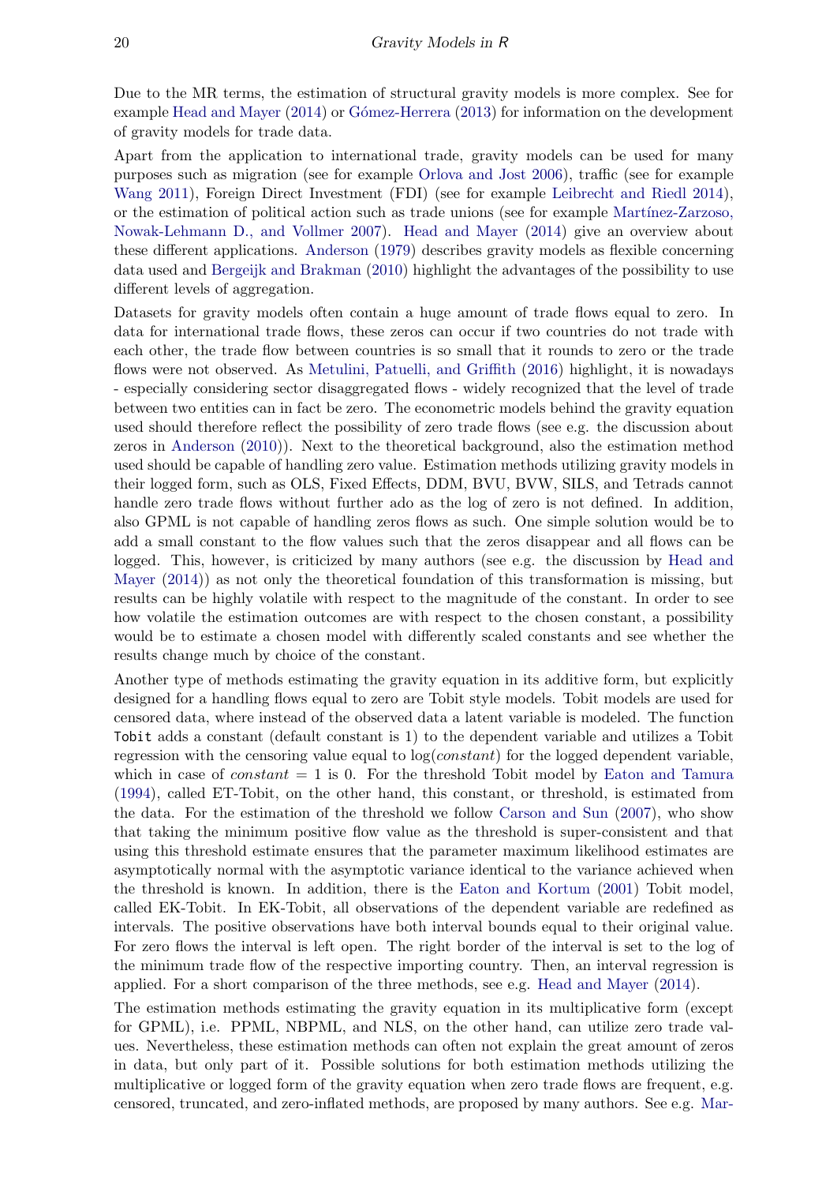Due to the MR terms, the estimation of structural gravity models is more complex. See for example Head and Mayer (2014) or Gómez-Herrera (2013) for information on the development of gravity models for trade data.

Apart from the application to international trade, gravity models can be used for many purposes such as migration (see for example Orlova and Jost 2006), traffic (see for example Wang 2011), Foreign Direct Investment (FDI) (see for example Leibrecht and Riedl 2014), or the estimation of political action such as trade unions (see for example Martínez-Zarzoso, Nowak-Lehmann D., and Vollmer 2007). Head and Mayer (2014) give an overview about these different applications. Anderson (1979) describes gravity models as flexible concerning data used and Bergeijk and Brakman (2010) highlight the advantages of the possibility to use different levels of aggregation.

Datasets for gravity models often contain a huge amount of trade flows equal to zero. In data for international trade flows, these zeros can occur if two countries do not trade with each other, the trade flow between countries is so small that it rounds to zero or the trade flows were not observed. As Metulini, Patuelli, and Griffith (2016) highlight, it is nowadays - especially considering sector disaggregated flows - widely recognized that the level of trade between two entities can in fact be zero. The econometric models behind the gravity equation used should therefore reflect the possibility of zero trade flows (see e.g. the discussion about zeros in Anderson (2010)). Next to the theoretical background, also the estimation method used should be capable of handling zero value. Estimation methods utilizing gravity models in their logged form, such as OLS, Fixed Effects, DDM, BVU, BVW, SILS, and Tetrads cannot handle zero trade flows without further ado as the log of zero is not defined. In addition, also GPML is not capable of handling zeros flows as such. One simple solution would be to add a small constant to the flow values such that the zeros disappear and all flows can be logged. This, however, is criticized by many authors (see e.g. the discussion by Head and Mayer (2014)) as not only the theoretical foundation of this transformation is missing, but results can be highly volatile with respect to the magnitude of the constant. In order to see how volatile the estimation outcomes are with respect to the chosen constant, a possibility would be to estimate a chosen model with differently scaled constants and see whether the results change much by choice of the constant.

Another type of methods estimating the gravity equation in its additive form, but explicitly designed for a handling flows equal to zero are Tobit style models. Tobit models are used for censored data, where instead of the observed data a latent variable is modeled. The function `Tobit` adds a constant (default constant is 1) to the dependent variable and utilizes a Tobit regression with the censoring value equal to $\log(constant)$ for the logged dependent variable, which in case of $constant = 1$ is 0. For the threshold Tobit model by Eaton and Tamura (1994), called ET-Tobit, on the other hand, this constant, or threshold, is estimated from the data. For the estimation of the threshold we follow Carson and Sun (2007), who show that taking the minimum positive flow value as the threshold is super-consistent and that using this threshold estimate ensures that the parameter maximum likelihood estimates are asymptotically normal with the asymptotic variance identical to the variance achieved when the threshold is known. In addition, there is the Eaton and Kortum (2001) Tobit model, called EK-Tobit. In EK-Tobit, all observations of the dependent variable are redefined as intervals. The positive observations have both interval bounds equal to their original value. For zero flows the interval is left open. The right border of the interval is set to the log of the minimum trade flow of the respective importing country. Then, an interval regression is applied. For a short comparison of the three methods, see e.g. Head and Mayer (2014).

The estimation methods estimating the gravity equation in its multiplicative form (except for GPML), i.e. PPML, NBPML, and NLS, on the other hand, can utilize zero trade values. Nevertheless, these estimation methods can often not explain the great amount of zeros in data, but only part of it. Possible solutions for both estimation methods utilizing the multiplicative or logged form of the gravity equation when zero trade flows are frequent, e.g. censored, truncated, and zero-inflated methods, are proposed by many authors. See e.g. Mar-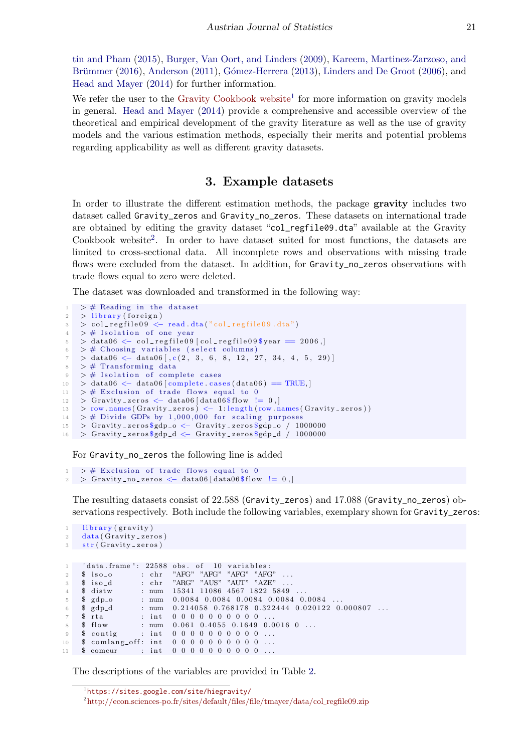tin and Pham (2015), Burger, Van Oort, and Linders (2009), Kareem, Martinez-Zarzoso, and Brümmer (2016), Anderson (2011), Gómez-Herrera (2013), Linders and De Groot (2006), and Head and Mayer (2014) for further information.

We refer the user to the Gravity Cookbook website[1] for more information on gravity models in general. Head and Mayer (2014) provide a comprehensive and accessible overview of the theoretical and empirical development of the gravity literature as well as the use of gravity models and the various estimation methods, especially their merits and potential problems regarding applicability as well as different gravity datasets.

## 3. Example datasets

In order to illustrate the different estimation methods, the package **gravity** includes two dataset called `Gravity_zeros` and `Gravity_no_zeros`. These datasets on international trade are obtained by editing the gravity dataset "`col_regfile09.dta`" available at the Gravity Cookbook website[2]. In order to have dataset suited for most functions, the datasets are limited to cross-sectional data. All incomplete rows and observations with missing trade flows were excluded from the dataset. In addition, for `Gravity_no_zeros` observations with trade flows equal to zero were deleted.

The dataset was downloaded and transformed in the following way:

```
> # Reading in the dataset
> library(foreign)
> col_regfile09 <- read.dta("col_regfile09.dta")
> # Isolation of one year
> data06 <- col_regfile09[col_regfile09$year == 2006,]
> # Choosing variables (select columns)
> data06 <- data06[,c(2, 3, 6, 8, 12, 27, 34, 4, 5, 29)]
> # Transforming data
> # Isolation of complete cases
> data06 <- data06[complete.cases(data06) == TRUE,]
> # Exclusion of trade flows equal to 0
> Gravity_zeros <- data06[data06$flow != 0,]
> row.names(Gravity_zeros) <- 1:length(row.names(Gravity_zeros))
> # Divide GDPs by 1,000,000 for scaling purposes
> Gravity_zeros$gdp_o <- Gravity_zeros$gdp_o / 1000000
> Gravity_zeros$gdp_d <- Gravity_zeros$gdp_d / 1000000
```

For `Gravity_no_zeros` the following line is added

```
> # Exclusion of trade flows equal to 0
> Gravity_no_zeros <- data06[data06$flow != 0,]
```

The resulting datasets consist of 22.588 (`Gravity_zeros`) and 17.088 (`Gravity_no_zeros`) observations respectively. Both include the following variables, exemplary shown for `Gravity_zeros`:

```
library(gravity)
data(Gravity_zeros)
str(Gravity_zeros)
```

```
'data.frame': 22588 obs. of 10 variables:
$ iso_o      : chr "AFG" "AFG" "AFG" "AFG" ...
$ iso_d      : chr "ARG" "AUS" "AUT" "AZE" ...
$ distw      : num 15341 11086 4567 1822 5849 ...
$ gdp_o      : num 0.0084 0.0084 0.0084 0.0084 0.0084 ...
$ gdp_d      : num 0.214058 0.768178 0.322444 0.020122 0.000807 ...
$ rta        : int 0 0 0 0 0 0 0 0 0 0 ...
$ flow       : num 0.061 0.4055 0.1649 0.0016 0 ...
$ contig     : int 0 0 0 0 0 0 0 0 0 0 ...
$ comlang_off: int 0 0 0 0 0 0 0 0 0 0 ...
$ comcur     : int 0 0 0 0 0 0 0 0 0 0 ...
```

The descriptions of the variables are provided in Table 2.

[1] https://sites.google.com/site/hiegravity/

[2] http://econ.sciences-po.fr/sites/default/files/file/tmayer/data/col_regfile09.zip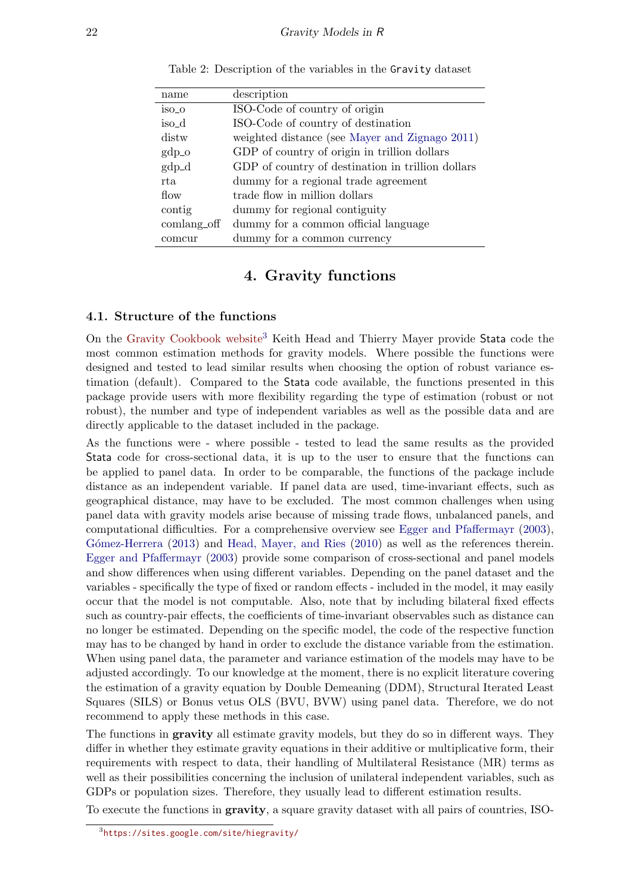Table 2: Description of the variables in the Gravity dataset

| name | description |
|---|---|
| iso_o | ISO-Code of country of origin |
| iso_d | ISO-Code of country of destination |
| distw | weighted distance (see Mayer and Zignago 2011) |
| gdp_o | GDP of country of origin in trillion dollars |
| gdp_d | GDP of country of destination in trillion dollars |
| rta | dummy for a regional trade agreement |
| flow | trade flow in million dollars |
| contig | dummy for regional contiguity |
| comlang_off | dummy for a common official language |
| comcur | dummy for a common currency |

## 4. Gravity functions

### 4.1. Structure of the functions

On the Gravity Cookbook website[3] Keith Head and Thierry Mayer provide Stata code the most common estimation methods for gravity models. Where possible the functions were designed and tested to lead similar results when choosing the option of robust variance estimation (default). Compared to the Stata code available, the functions presented in this package provide users with more flexibility regarding the type of estimation (robust or not robust), the number and type of independent variables as well as the possible data and are directly applicable to the dataset included in the package.

As the functions were - where possible - tested to lead the same results as the provided Stata code for cross-sectional data, it is up to the user to ensure that the functions can be applied to panel data. In order to be comparable, the functions of the package include distance as an independent variable. If panel data are used, time-invariant effects, such as geographical distance, may have to be excluded. The most common challenges when using panel data with gravity models arise because of missing trade flows, unbalanced panels, and computational difficulties. For a comprehensive overview see Egger and Pfaffermayr (2003), Gómez-Herrera (2013) and Head, Mayer, and Ries (2010) as well as the references therein. Egger and Pfaffermayr (2003) provide some comparison of cross-sectional and panel models and show differences when using different variables. Depending on the panel dataset and the variables - specifically the type of fixed or random effects - included in the model, it may easily occur that the model is not computable. Also, note that by including bilateral fixed effects such as country-pair effects, the coefficients of time-invariant observables such as distance can no longer be estimated. Depending on the specific model, the code of the respective function may has to be changed by hand in order to exclude the distance variable from the estimation. When using panel data, the parameter and variance estimation of the models may have to be adjusted accordingly. To our knowledge at the moment, there is no explicit literature covering the estimation of a gravity equation by Double Demeaning (DDM), Structural Iterated Least Squares (SILS) or Bonus vetus OLS (BVU, BVW) using panel data. Therefore, we do not recommend to apply these methods in this case.

The functions in **gravity** all estimate gravity models, but they do so in different ways. They differ in whether they estimate gravity equations in their additive or multiplicative form, their requirements with respect to data, their handling of Multilateral Resistance (MR) terms as well as their possibilities concerning the inclusion of unilateral independent variables, such as GDPs or population sizes. Therefore, they usually lead to different estimation results.

To execute the functions in **gravity**, a square gravity dataset with all pairs of countries, ISO-

[3] https://sites.google.com/site/hiegravity/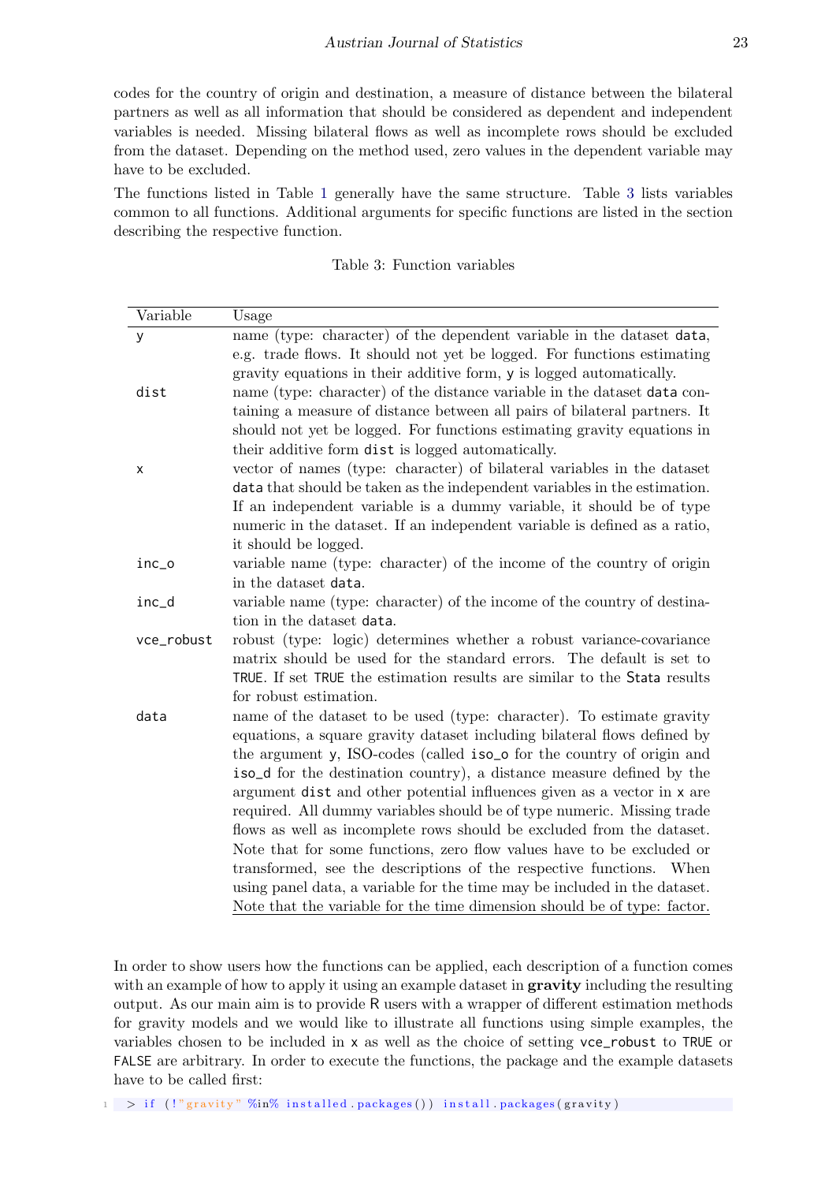codes for the country of origin and destination, a measure of distance between the bilateral partners as well as all information that should be considered as dependent and independent variables is needed. Missing bilateral flows as well as incomplete rows should be excluded from the dataset. Depending on the method used, zero values in the dependent variable may have to be excluded.

The functions listed in Table 1 generally have the same structure. Table 3 lists variables common to all functions. Additional arguments for specific functions are listed in the section describing the respective function.

Table 3: Function variables

| Variable | Usage |
|---|---|
| `y` | name (type: character) of the dependent variable in the dataset `data`, e.g. trade flows. It should not yet be logged. For functions estimating gravity equations in their additive form, `y` is logged automatically. |
| `dist` | name (type: character) of the distance variable in the dataset `data` containing a measure of distance between all pairs of bilateral partners. It should not yet be logged. For functions estimating gravity equations in their additive form `dist` is logged automatically. |
| `x` | vector of names (type: character) of bilateral variables in the dataset `data` that should be taken as the independent variables in the estimation. If an independent variable is a dummy variable, it should be of type numeric in the dataset. If an independent variable is defined as a ratio, it should be logged. |
| `inc_o` | variable name (type: character) of the income of the country of origin in the dataset `data`. |
| `inc_d` | variable name (type: character) of the income of the country of destination in the dataset `data`. |
| `vce_robust` | robust (type: logic) determines whether a robust variance-covariance matrix should be used for the standard errors. The default is set to `TRUE`. If set `TRUE` the estimation results are similar to the `Stata` results for robust estimation. |
| `data` | name of the dataset to be used (type: character). To estimate gravity equations, a square gravity dataset including bilateral flows defined by the argument `y`, ISO-codes (called `iso_o` for the country of origin and `iso_d` for the destination country), a distance measure defined by the argument `dist` and other potential influences given as a vector in `x` are required. All dummy variables should be of type numeric. Missing trade flows as well as incomplete rows should be excluded from the dataset. Note that for some functions, zero flow values have to be excluded or transformed, see the descriptions of the respective functions. When using panel data, a variable for the time may be included in the dataset. Note that the variable for the time dimension should be of type: factor. |

In order to show users how the functions can be applied, each description of a function comes with an example of how to apply it using an example dataset in **gravity** including the resulting output. As our main aim is to provide R users with a wrapper of different estimation methods for gravity models and we would like to illustrate all functions using simple examples, the variables chosen to be included in `x` as well as the choice of setting `vce_robust` to `TRUE` or `FALSE` are arbitrary. In order to execute the functions, the package and the example datasets have to be called first:

```
> if (!"gravity" %in% installed.packages()) install.packages(gravity)
```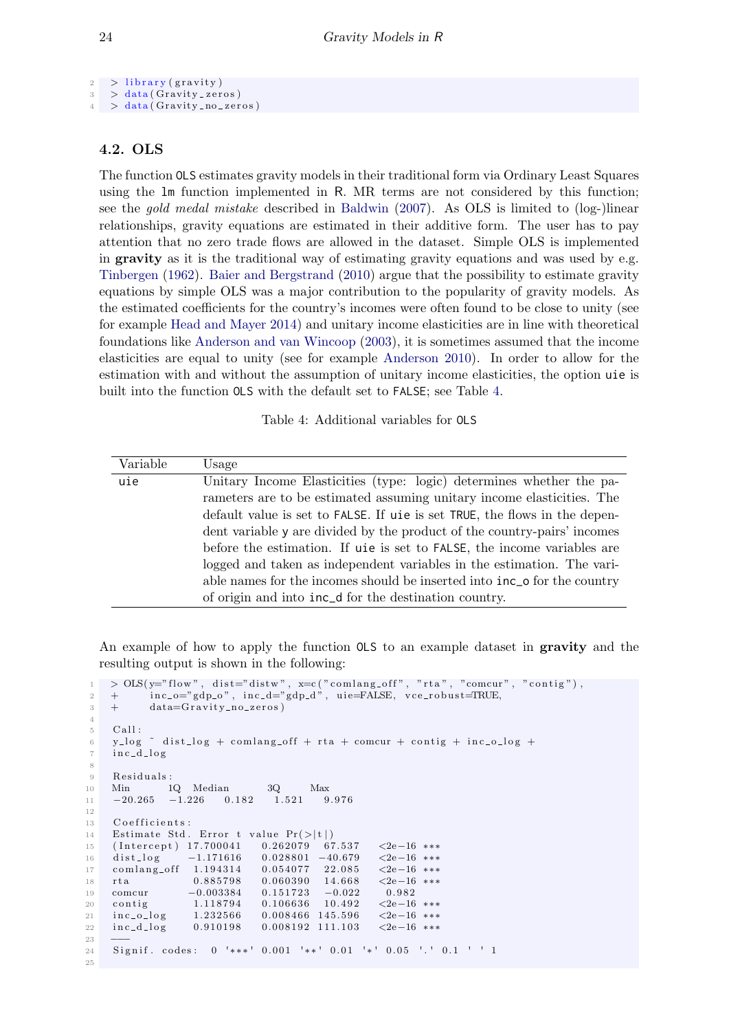```
> library(gravity)
> data(Gravity_zeros)
> data(Gravity_no_zeros)
```

### 4.2. OLS

The function OLS estimates gravity models in their traditional form via Ordinary Least Squares using the lm function implemented in R. MR terms are not considered by this function; see the *gold medal mistake* described in Baldwin (2007). As OLS is limited to (log-)linear relationships, gravity equations are estimated in their additive form. The user has to pay attention that no zero trade flows are allowed in the dataset. Simple OLS is implemented in **gravity** as it is the traditional way of estimating gravity equations and was used by e.g. Tinbergen (1962). Baier and Bergstrand (2010) argue that the possibility to estimate gravity equations by simple OLS was a major contribution to the popularity of gravity models. As the estimated coefficients for the country's incomes were often found to be close to unity (see for example Head and Mayer 2014) and unitary income elasticities are in line with theoretical foundations like Anderson and van Wincoop (2003), it is sometimes assumed that the income elasticities are equal to unity (see for example Anderson 2010). In order to allow for the estimation with and without the assumption of unitary income elasticities, the option uie is built into the function OLS with the default set to FALSE; see Table 4.

Table 4: Additional variables for OLS

| Variable | Usage |
|---|---|
| uie | Unitary Income Elasticities (type: logic) determines whether the parameters are to be estimated assuming unitary income elasticities. The default value is set to FALSE. If uie is set TRUE, the flows in the dependent variable y are divided by the product of the country-pairs' incomes before the estimation. If uie is set to FALSE, the income variables are logged and taken as independent variables in the estimation. The variable names for the incomes should be inserted into inc_o for the country of origin and into inc_d for the destination country. |

An example of how to apply the function OLS to an example dataset in **gravity** and the resulting output is shown in the following:

```
> OLS(y="flow", dist="distw", x=c("comlang_off", "rta", "comcur", "contig"),
+     inc_o="gdp_o", inc_d="gdp_d", uie=FALSE, vce_robust=TRUE,
+     data=Gravity_no_zeros)

Call:
y_log ~ dist_log + comlang_off + rta + comcur + contig + inc_o_log +
inc_d_log

Residuals:
Min       1Q   Median       3Q      Max
-20.265  -1.226   0.182    1.521    9.976

Coefficients:
Estimate Std. Error t value Pr(>|t|)
(Intercept) 17.700041   0.262079  67.537   <2e-16 ***
dist_log    -1.171616   0.028801 -40.679   <2e-16 ***
comlang_off  1.194314   0.054077  22.085   <2e-16 ***
rta          0.885798   0.060390  14.668   <2e-16 ***
comcur      -0.003384   0.151723  -0.022    0.982
contig       1.118794   0.106636  10.492   <2e-16 ***
inc_o_log    1.232566   0.008466 145.596   <2e-16 ***
inc_d_log    0.910198   0.008192 111.103   <2e-16 ***
---
Signif. codes:  0 '***' 0.001 '**' 0.01 '*' 0.05 '.' 0.1 ' ' 1
```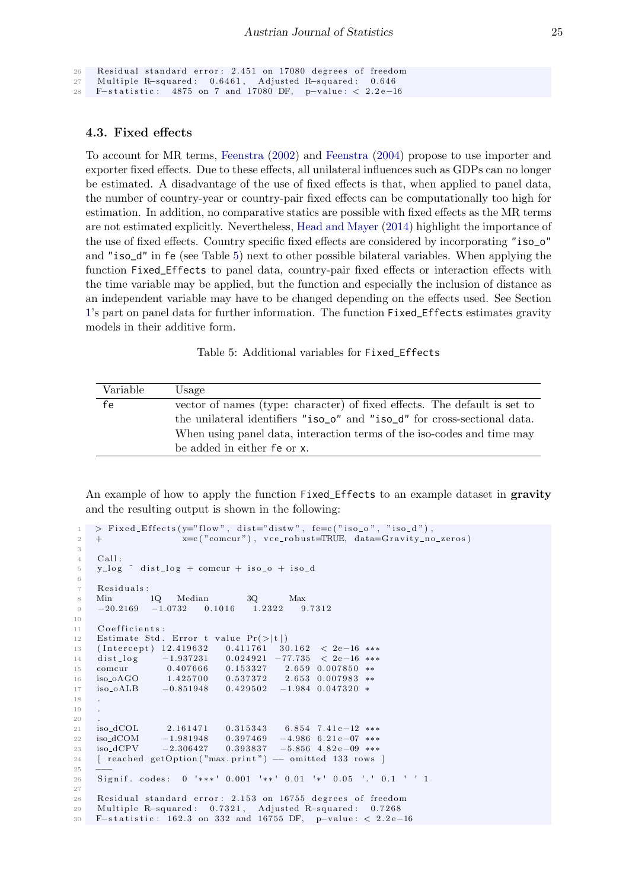```
Residual standard error: 2.451 on 17080 degrees of freedom
Multiple R-squared:  0.6461,   Adjusted R-squared:  0.646
F-statistic:  4875 on 7 and 17080 DF,  p-value: < 2.2e-16
```

### 4.3. Fixed effects

To account for MR terms, Feenstra (2002) and Feenstra (2004) propose to use importer and exporter fixed effects. Due to these effects, all unilateral influences such as GDPs can no longer be estimated. A disadvantage of the use of fixed effects is that, when applied to panel data, the number of country-year or country-pair fixed effects can be computationally too high for estimation. In addition, no comparative statics are possible with fixed effects as the MR terms are not estimated explicitly. Nevertheless, Head and Mayer (2014) highlight the importance of the use of fixed effects. Country specific fixed effects are considered by incorporating `"iso_o"` and `"iso_d"` in `fe` (see Table 5) next to other possible bilateral variables. When applying the function `Fixed_Effects` to panel data, country-pair fixed effects or interaction effects with the time variable may be applied, but the function and especially the inclusion of distance as an independent variable may have to be changed depending on the effects used. See Section 1's part on panel data for further information. The function `Fixed_Effects` estimates gravity models in their additive form.

Table 5: Additional variables for `Fixed_Effects`

| Variable | Usage |
|---|---|
| `fe` | vector of names (type: character) of fixed effects. The default is set to the unilateral identifiers `"iso_o"` and `"iso_d"` for cross-sectional data. When using panel data, interaction terms of the iso-codes and time may be added in either `fe` or `x`. |

An example of how to apply the function `Fixed_Effects` to an example dataset in **gravity** and the resulting output is shown in the following:

```
> Fixed_Effects(y="flow", dist="distw", fe=c("iso_o", "iso_d"),
+               x=c("comcur"), vce_robust=TRUE, data=Gravity_no_zeros)

Call:
y_log ~ dist_log + comcur + iso_o + iso_d

Residuals:
Min        1Q    Median       3Q       Max
-20.2169   -1.0732    0.1016    1.2322    9.7312

Coefficients:
Estimate Std. Error t value Pr(>|t|)
(Intercept) 12.419632   0.411761   30.162  < 2e-16 ***
dist_log     -1.937231   0.024921  -77.735  < 2e-16 ***
comcur        0.407666   0.153327    2.659 0.007850 **
iso_oAGO      1.425700   0.537372    2.653 0.007983 **
iso_oALB     -0.851948   0.429502   -1.984 0.047320 *
.
.
.
iso_dCOL      2.161471   0.315343    6.854 7.41e-12 ***
iso_dCOM     -1.981948   0.397469   -4.986 6.21e-07 ***
iso_dCPV     -2.306427   0.393837   -5.856 4.82e-09 ***
[ reached getOption("max.print") -- omitted 133 rows ]
---
Signif. codes:  0 '***' 0.001 '**' 0.01 '*' 0.05 '.' 0.1 ' ' 1

Residual standard error: 2.153 on 16755 degrees of freedom
Multiple R-squared:  0.7321,   Adjusted R-squared:  0.7268
F-statistic: 162.3 on 332 and 16755 DF,  p-value: < 2.2e-16
```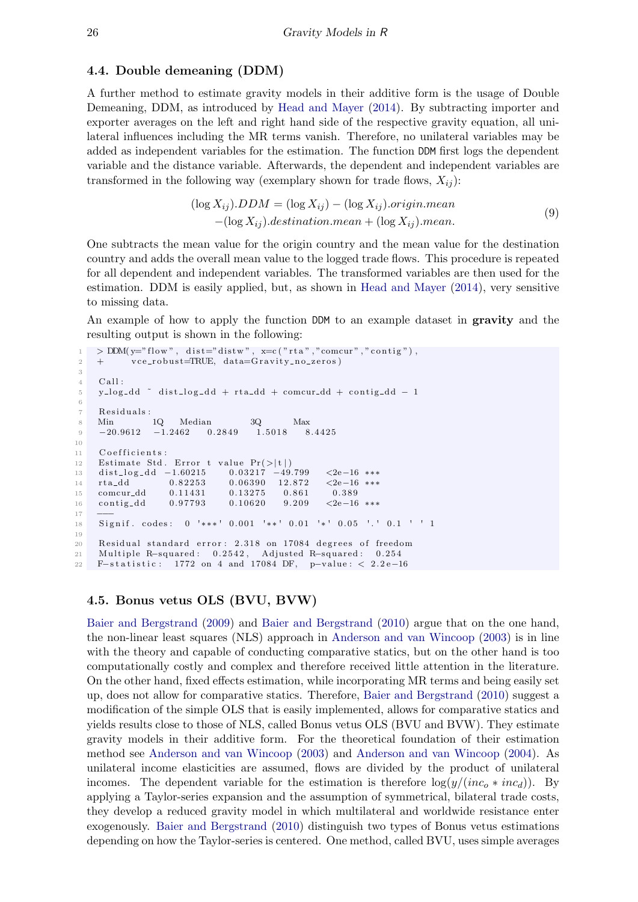### 4.4. Double demeaning (DDM)

A further method to estimate gravity models in their additive form is the usage of Double Demeaning, DDM, as introduced by Head and Mayer (2014). By subtracting importer and exporter averages on the left and right hand side of the respective gravity equation, all unilateral influences including the MR terms vanish. Therefore, no unilateral variables may be added as independent variables for the estimation. The function `DDM` first logs the dependent variable and the distance variable. Afterwards, the dependent and independent variables are transformed in the following way (exemplary shown for trade flows, $X_{ij}$):

$$
\begin{aligned}
(\log X_{ij}).DDM = (\log X_{ij}) - (\log X_{ij}).origin.mean \\
-(\log X_{ij}).destination.mean + (\log X_{ij}).mean.
\end{aligned}
\tag{9}
$$

One subtracts the mean value for the origin country and the mean value for the destination country and adds the overall mean value to the logged trade flows. This procedure is repeated for all dependent and independent variables. The transformed variables are then used for the estimation. DDM is easily applied, but, as shown in Head and Mayer (2014), very sensitive to missing data.

An example of how to apply the function `DDM` to an example dataset in **gravity** and the resulting output is shown in the following:

```
> DDM(y="flow", dist="distw", x=c("rta","comcur","contig"),
+      vce_robust=TRUE, data=Gravity_no_zeros)

Call:
y_log_dd ~ dist_log_dd + rta_dd + comcur_dd + contig_dd - 1

Residuals:
Min        1Q    Median        3Q       Max
-20.9612  -1.2462   0.2849   1.5018   8.4425

Coefficients:
Estimate Std. Error t value Pr(>|t|)
dist_log_dd  -1.60215    0.03217  -49.799   <2e-16 ***
rta_dd        0.82253    0.06390   12.872   <2e-16 ***
comcur_dd     0.11431    0.13275    0.861    0.389
contig_dd     0.97793    0.10620    9.209   <2e-16 ***
---
Signif. codes:  0 '***' 0.001 '**' 0.01 '*' 0.05 '.' 0.1 ' ' 1

Residual standard error: 2.318 on 17084 degrees of freedom
Multiple R-squared:  0.2542,   Adjusted R-squared:  0.254
F-statistic:  1772 on 4 and 17084 DF,  p-value: < 2.2e-16
```

### 4.5. Bonus vetus OLS (BVU, BVW)

Baier and Bergstrand (2009) and Baier and Bergstrand (2010) argue that on the one hand, the non-linear least squares (NLS) approach in Anderson and van Wincoop (2003) is in line with the theory and capable of conducting comparative statics, but on the other hand is too computationally costly and complex and therefore received little attention in the literature. On the other hand, fixed effects estimation, while incorporating MR terms and being easily set up, does not allow for comparative statics. Therefore, Baier and Bergstrand (2010) suggest a modification of the simple OLS that is easily implemented, allows for comparative statics and yields results close to those of NLS, called Bonus vetus OLS (BVU and BVW). They estimate gravity models in their additive form. For the theoretical foundation of their estimation method see Anderson and van Wincoop (2003) and Anderson and van Wincoop (2004). As unilateral income elasticities are assumed, flows are divided by the product of unilateral incomes. The dependent variable for the estimation is therefore $\log(y/(inc_o * inc_d))$. By applying a Taylor-series expansion and the assumption of symmetrical, bilateral trade costs, they develop a reduced gravity model in which multilateral and worldwide resistance enter exogenously. Baier and Bergstrand (2010) distinguish two types of Bonus vetus estimations depending on how the Taylor-series is centered. One method, called BVU, uses simple averages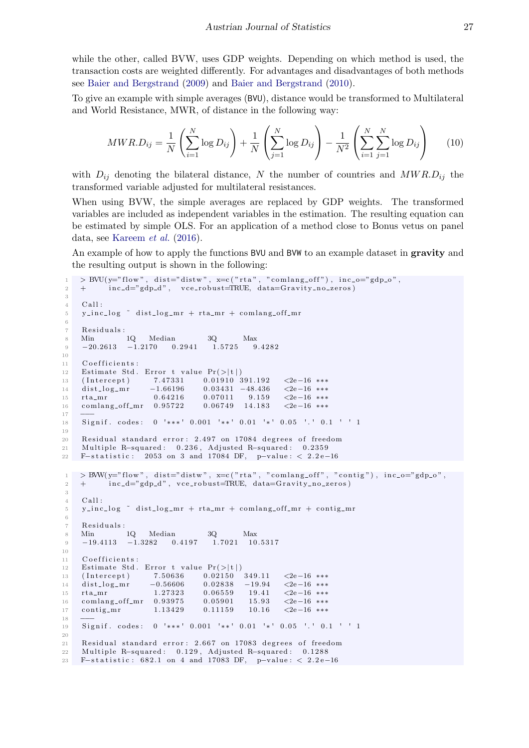while the other, called BVW, uses GDP weights. Depending on which method is used, the transaction costs are weighted differently. For advantages and disadvantages of both methods see Baier and Bergstrand (2009) and Baier and Bergstrand (2010).

To give an example with simple averages (BVU), distance would be transformed to Multilateral and World Resistance, MWR, of distance in the following way:

$$MWR.D_{ij} = \frac{1}{N}\left(\sum_{i=1}^{N} \log D_{ij}\right) + \frac{1}{N}\left(\sum_{j=1}^{N} \log D_{ij}\right) - \frac{1}{N^2}\left(\sum_{i=1}^{N}\sum_{j=1}^{N} \log D_{ij}\right) \tag{10}$$

with $D_{ij}$ denoting the bilateral distance, $N$ the number of countries and $MWR.D_{ij}$ the transformed variable adjusted for multilateral resistances.

When using BVW, the simple averages are replaced by GDP weights. The transformed variables are included as independent variables in the estimation. The resulting equation can be estimated by simple OLS. For an application of a method close to Bonus vetus on panel data, see Kareem *et al.* (2016).

An example of how to apply the functions BVU and BVW to an example dataset in **gravity** and the resulting output is shown in the following:

```
> BVU(y="flow", dist="distw", x=c("rta", "comlang_off"), inc_o="gdp_o",
+      inc_d="gdp_d", vce_robust=TRUE, data=Gravity_no_zeros)

Call:
y_inc_log ~ dist_log_mr + rta_mr + comlang_off_mr

Residuals:
Min        1Q    Median      3Q       Max
-20.2613  -1.2170   0.2941   1.5725   9.4282

Coefficients:
Estimate Std. Error t value Pr(>|t|)
(Intercept)      7.47331    0.01910  391.192   <2e-16 ***
dist_log_mr     -1.66196    0.03431  -48.436   <2e-16 ***
rta_mr           0.64216    0.07011    9.159   <2e-16 ***
comlang_off_mr   0.95722    0.06749   14.183   <2e-16 ***
---
Signif. codes:  0 '***' 0.001 '**' 0.01 '*' 0.05 '.' 0.1 ' ' 1

Residual standard error: 2.497 on 17084 degrees of freedom
Multiple R-squared:  0.236, Adjusted R-squared:  0.2359
F-statistic:  2053 on 3 and 17084 DF,  p-value: < 2.2e-16
```

```
> BVW(y="flow", dist="distw", x=c("rta", "comlang_off", "contig"), inc_o="gdp_o",
+      inc_d="gdp_d", vce_robust=TRUE, data=Gravity_no_zeros)

Call:
y_inc_log ~ dist_log_mr + rta_mr + comlang_off_mr + contig_mr

Residuals:
Min        1Q    Median      3Q       Max
-19.4113  -1.3282   0.4197   1.7021  10.5317

Coefficients:
Estimate Std. Error t value Pr(>|t|)
(Intercept)      7.50636    0.02150   349.11   <2e-16 ***
dist_log_mr     -0.56606    0.02838   -19.94   <2e-16 ***
rta_mr           1.27323    0.06559    19.41   <2e-16 ***
comlang_off_mr   0.93975    0.05901    15.93   <2e-16 ***
contig_mr        1.13429    0.11159    10.16   <2e-16 ***
---
Signif. codes:  0 '***' 0.001 '**' 0.01 '*' 0.05 '.' 0.1 ' ' 1

Residual standard error: 2.667 on 17083 degrees of freedom
Multiple R-squared:  0.129, Adjusted R-squared:  0.1288
F-statistic: 682.1 on 4 and 17083 DF,  p-value: < 2.2e-16
```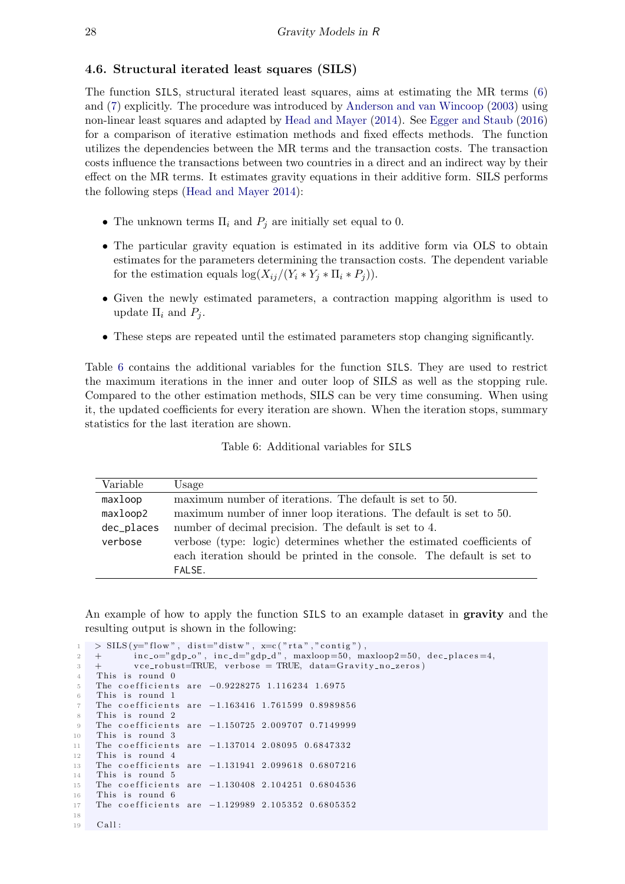### 4.6. Structural iterated least squares (SILS)

The function SILS, structural iterated least squares, aims at estimating the MR terms (6) and (7) explicitly. The procedure was introduced by Anderson and van Wincoop (2003) using non-linear least squares and adapted by Head and Mayer (2014). See Egger and Staub (2016) for a comparison of iterative estimation methods and fixed effects methods. The function utilizes the dependencies between the MR terms and the transaction costs. The transaction costs influence the transactions between two countries in a direct and an indirect way by their effect on the MR terms. It estimates gravity equations in their additive form. SILS performs the following steps (Head and Mayer 2014):

- The unknown terms $\Pi_i$ and $P_j$ are initially set equal to 0.
- The particular gravity equation is estimated in its additive form via OLS to obtain estimates for the parameters determining the transaction costs. The dependent variable for the estimation equals $\log(X_{ij}/(Y_i * Y_j * \Pi_i * P_j))$.
- Given the newly estimated parameters, a contraction mapping algorithm is used to update $\Pi_i$ and $P_j$.
- These steps are repeated until the estimated parameters stop changing significantly.

Table 6 contains the additional variables for the function SILS. They are used to restrict the maximum iterations in the inner and outer loop of SILS as well as the stopping rule. Compared to the other estimation methods, SILS can be very time consuming. When using it, the updated coefficients for every iteration are shown. When the iteration stops, summary statistics for the last iteration are shown.

Table 6: Additional variables for SILS

| Variable | Usage |
|---|---|
| maxloop | maximum number of iterations. The default is set to 50. |
| maxloop2 | maximum number of inner loop iterations. The default is set to 50. |
| dec_places | number of decimal precision. The default is set to 4. |
| verbose | verbose (type: logic) determines whether the estimated coefficients of each iteration should be printed in the console. The default is set to FALSE. |

An example of how to apply the function SILS to an example dataset in **gravity** and the resulting output is shown in the following:

```
> SILS(y="flow", dist="distw", x=c("rta","contig"),
+       inc_o="gdp_o", inc_d="gdp_d", maxloop=50, maxloop2=50, dec_places=4,
+       vce_robust=TRUE, verbose = TRUE, data=Gravity_no_zeros)
This is round 0
The coefficients are -0.9228275 1.116234 1.6975
This is round 1
The coefficients are -1.163416 1.761599 0.8989856
This is round 2
The coefficients are -1.150725 2.009707 0.7149999
This is round 3
The coefficients are -1.137014 2.08095 0.6847332
This is round 4
The coefficients are -1.131941 2.099618 0.6807216
This is round 5
The coefficients are -1.130408 2.104251 0.6804536
This is round 6
The coefficients are -1.129989 2.105352 0.6805352

Call:
```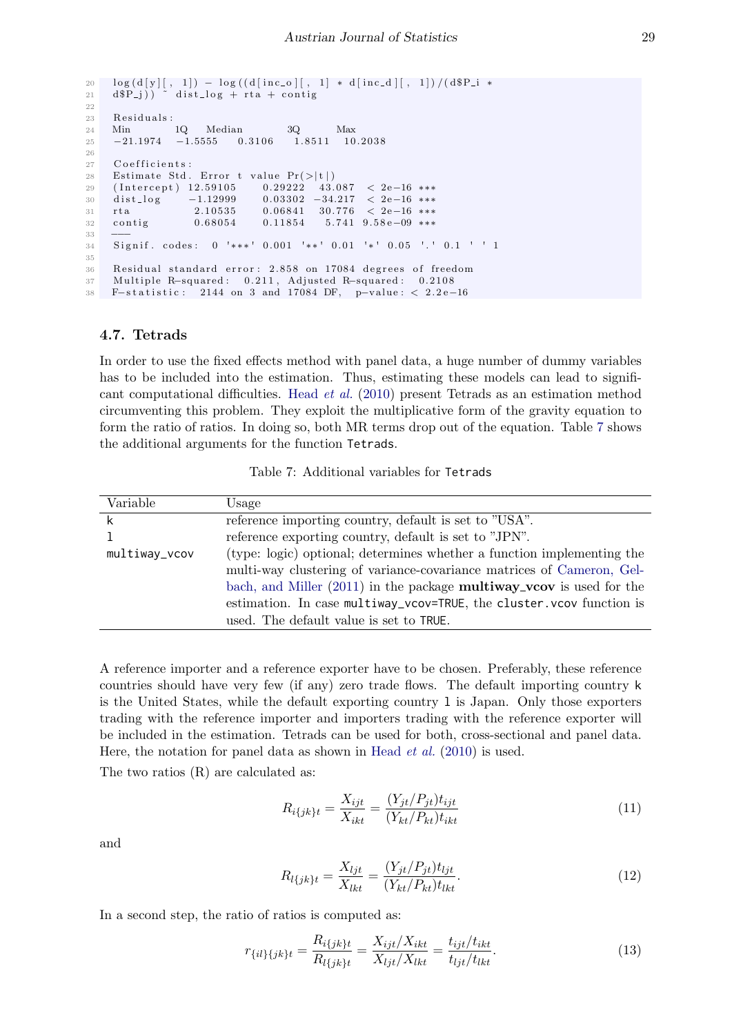```
log(d[y][, 1]) - log((d[inc_o][, 1] * d[inc_d][, 1])/(d$P_i *
d$P_j)) ~ dist_log + rta + contig

Residuals:
Min        1Q    Median       3Q      Max
-21.1974  -1.5555   0.3106   1.8511  10.2038

Coefficients:
Estimate Std. Error t value Pr(>|t|)
(Intercept) 12.59105    0.29222  43.087  < 2e-16 ***
dist_log    -1.12999    0.03302 -34.217  < 2e-16 ***
rta          2.10535    0.06841  30.776  < 2e-16 ***
contig       0.68054    0.11854   5.741 9.58e-09 ***
---
Signif. codes:  0 '***' 0.001 '**' 0.01 '*' 0.05 '.' 0.1 ' ' 1

Residual standard error: 2.858 on 17084 degrees of freedom
Multiple R-squared:  0.211, Adjusted R-squared:  0.2108
F-statistic:  2144 on 3 and 17084 DF,  p-value: < 2.2e-16
```

## 4.7. Tetrads

In order to use the fixed effects method with panel data, a huge number of dummy variables has to be included into the estimation. Thus, estimating these models can lead to significant computational difficulties. Head *et al.* (2010) present Tetrads as an estimation method circumventing this problem. They exploit the multiplicative form of the gravity equation to form the ratio of ratios. In doing so, both MR terms drop out of the equation. Table 7 shows the additional arguments for the function `Tetrads`.

Table 7: Additional variables for `Tetrads`

| Variable | Usage |
|---|---|
| `k` | reference importing country, default is set to "USA". |
| `l` | reference exporting country, default is set to "JPN". |
| `multiway_vcov` | (type: logic) optional; determines whether a function implementing the multi-way clustering of variance-covariance matrices of Cameron, Gelbach, and Miller (2011) in the package **multiway_vcov** is used for the estimation. In case `multiway_vcov=TRUE`, the `cluster.vcov` function is used. The default value is set to `TRUE`. |

A reference importer and a reference exporter have to be chosen. Preferably, these reference countries should have very few (if any) zero trade flows. The default importing country `k` is the United States, while the default exporting country `l` is Japan. Only those exporters trading with the reference importer and importers trading with the reference exporter will be included in the estimation. Tetrads can be used for both, cross-sectional and panel data. Here, the notation for panel data as shown in Head *et al.* (2010) is used.

The two ratios (R) are calculated as:

$$R_{i\{jk\}t} = \frac{X_{ijt}}{X_{ikt}} = \frac{(Y_{jt}/P_{jt})t_{ijt}}{(Y_{kt}/P_{kt})t_{ikt}} \tag{11}$$

and

$$R_{l\{jk\}t} = \frac{X_{ljt}}{X_{lkt}} = \frac{(Y_{jt}/P_{jt})t_{ljt}}{(Y_{kt}/P_{kt})t_{lkt}}. \tag{12}$$

In a second step, the ratio of ratios is computed as:

$$r_{\{il\}\{jk\}t} = \frac{R_{i\{jk\}t}}{R_{l\{jk\}t}} = \frac{X_{ijt}/X_{ikt}}{X_{ljt}/X_{lkt}} = \frac{t_{ijt}/t_{ikt}}{t_{ljt}/t_{lkt}}. \tag{13}$$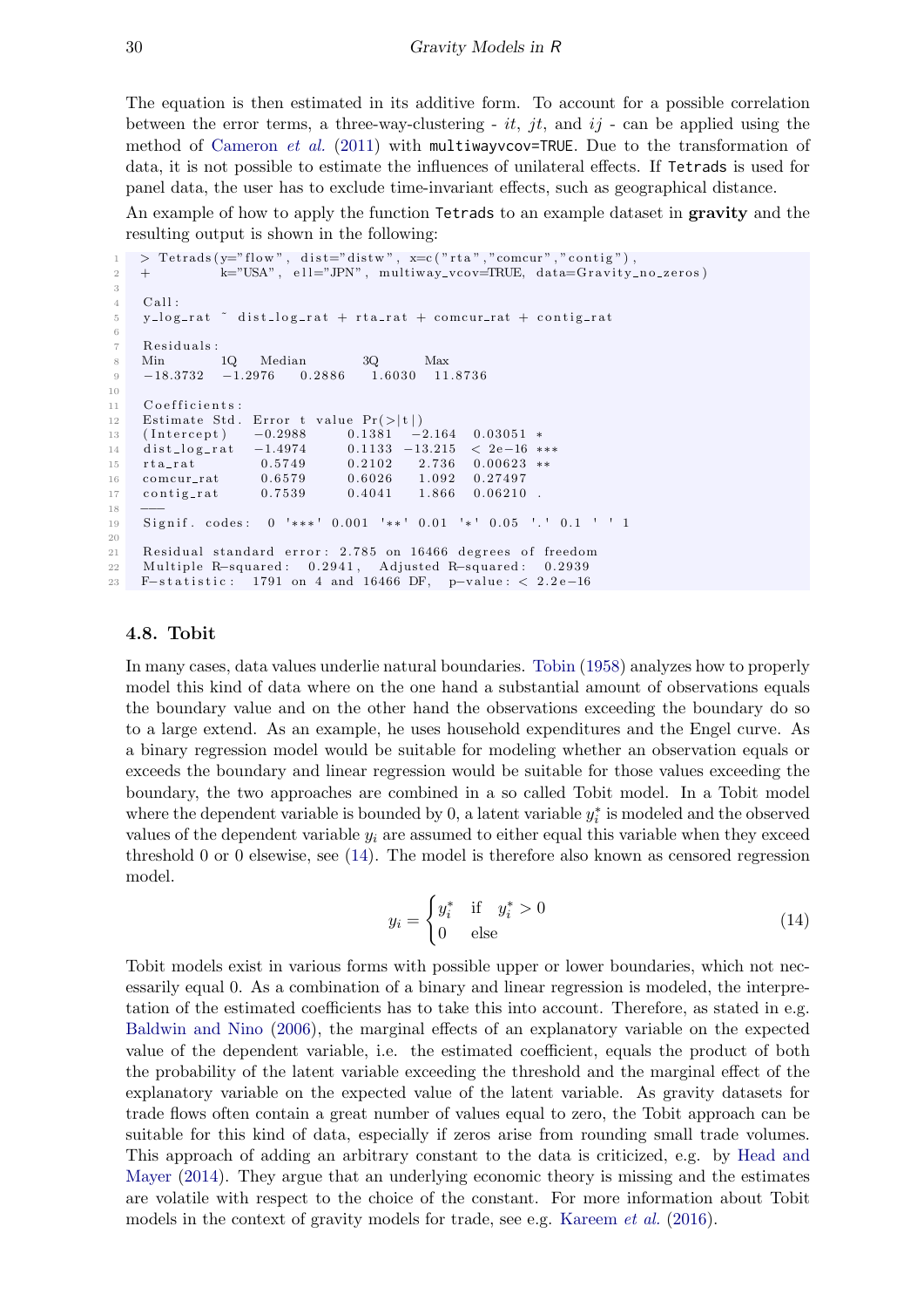The equation is then estimated in its additive form. To account for a possible correlation between the error terms, a three-way-clustering - $it$, $jt$, and $ij$ - can be applied using the method of Cameron *et al.* (2011) with `multiwayvcov=TRUE`. Due to the transformation of data, it is not possible to estimate the influences of unilateral effects. If `Tetrads` is used for panel data, the user has to exclude time-invariant effects, such as geographical distance.

An example of how to apply the function `Tetrads` to an example dataset in **gravity** and the resulting output is shown in the following:

```
> Tetrads(y="flow", dist="distw", x=c("rta","comcur","contig"),
+         k="USA", ell="JPN", multiway_vcov=TRUE, data=Gravity_no_zeros)

Call:
y_log_rat ~ dist_log_rat + rta_rat + comcur_rat + contig_rat

Residuals:
Min        1Q    Median       3Q       Max
-18.3732  -1.2976   0.2886   1.6030  11.8736

Coefficients:
Estimate Std. Error t value Pr(>|t|)
(Intercept)   -0.2988     0.1381   -2.164  0.03051 *
dist_log_rat  -1.4974     0.1133  -13.215  < 2e-16 ***
rta_rat        0.5749     0.2102    2.736  0.00623 **
comcur_rat     0.6579     0.6026    1.092  0.27497
contig_rat     0.7539     0.4041    1.866  0.06210 .
---
Signif. codes:  0 '***' 0.001 '**' 0.01 '*' 0.05 '.' 0.1 ' ' 1

Residual standard error: 2.785 on 16466 degrees of freedom
Multiple R-squared:  0.2941,   Adjusted R-squared:  0.2939
F-statistic:  1791 on 4 and 16466 DF,  p-value: < 2.2e-16
```

### 4.8. Tobit

In many cases, data values underlie natural boundaries. Tobin (1958) analyzes how to properly model this kind of data where on the one hand a substantial amount of observations equals the boundary value and on the other hand the observations exceeding the boundary do so to a large extend. As an example, he uses household expenditures and the Engel curve. As a binary regression model would be suitable for modeling whether an observation equals or exceeds the boundary and linear regression would be suitable for those values exceeding the boundary, the two approaches are combined in a so called Tobit model. In a Tobit model where the dependent variable is bounded by 0, a latent variable $y_i^*$ is modeled and the observed values of the dependent variable $y_i$ are assumed to either equal this variable when they exceed threshold 0 or 0 elsewise, see (14). The model is therefore also known as censored regression model.

$$y_i = \begin{cases} y_i^* & \text{if} \quad y_i^* > 0 \\ 0 & \text{else} \end{cases} \tag{14}$$

Tobit models exist in various forms with possible upper or lower boundaries, which not necessarily equal 0. As a combination of a binary and linear regression is modeled, the interpretation of the estimated coefficients has to take this into account. Therefore, as stated in e.g. Baldwin and Nino (2006), the marginal effects of an explanatory variable on the expected value of the dependent variable, i.e. the estimated coefficient, equals the product of both the probability of the latent variable exceeding the threshold and the marginal effect of the explanatory variable on the expected value of the latent variable. As gravity datasets for trade flows often contain a great number of values equal to zero, the Tobit approach can be suitable for this kind of data, especially if zeros arise from rounding small trade volumes. This approach of adding an arbitrary constant to the data is criticized, e.g. by Head and Mayer (2014). They argue that an underlying economic theory is missing and the estimates are volatile with respect to the choice of the constant. For more information about Tobit models in the context of gravity models for trade, see e.g. Kareem *et al.* (2016).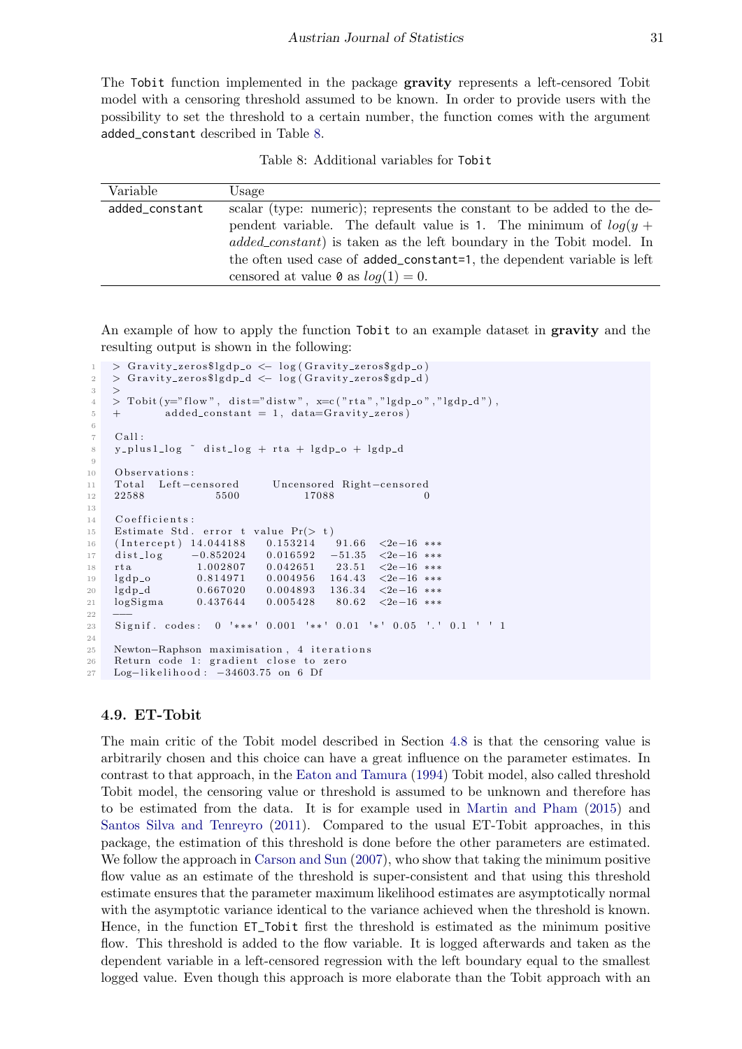The Tobit function implemented in the package **gravity** represents a left-censored Tobit model with a censoring threshold assumed to be known. In order to provide users with the possibility to set the threshold to a certain number, the function comes with the argument added_constant described in Table 8.

Table 8: Additional variables for Tobit

| Variable | Usage |
|---|---|
| added_constant | scalar (type: numeric); represents the constant to be added to the dependent variable. The default value is 1. The minimum of $log(y + added\_constant)$ is taken as the left boundary in the Tobit model. In the often used case of added_constant=1, the dependent variable is left censored at value 0 as $log(1) = 0$. |

An example of how to apply the function Tobit to an example dataset in **gravity** and the resulting output is shown in the following:

```
> Gravity_zeros$lgdp_o <- log(Gravity_zeros$gdp_o)
> Gravity_zeros$lgdp_d <- log(Gravity_zeros$gdp_d)
>
> Tobit(y="flow", dist="distw", x=c("rta","lgdp_o","lgdp_d"),
+       added_constant = 1, data=Gravity_zeros)

Call:
y_plus1_log ~ dist_log + rta + lgdp_o + lgdp_d

Observations:
Total  Left-censored     Uncensored  Right-censored
22588           5500          17088               0

Coefficients:
Estimate Std. error t value Pr(> t)
(Intercept) 14.044188   0.153214   91.66  <2e-16 ***
dist_log    -0.852024   0.016592  -51.35  <2e-16 ***
rta          1.002807   0.042651   23.51  <2e-16 ***
lgdp_o       0.814971   0.004956  164.43  <2e-16 ***
lgdp_d       0.667020   0.004893  136.34  <2e-16 ***
logSigma     0.437644   0.005428   80.62  <2e-16 ***
---
Signif. codes:  0 '***' 0.001 '**' 0.01 '*' 0.05 '.' 0.1 ' ' 1

Newton-Raphson maximisation, 4 iterations
Return code 1: gradient close to zero
Log-likelihood: -34603.75 on 6 Df
```

## 4.9. ET-Tobit

The main critic of the Tobit model described in Section 4.8 is that the censoring value is arbitrarily chosen and this choice can have a great influence on the parameter estimates. In contrast to that approach, in the Eaton and Tamura (1994) Tobit model, also called threshold Tobit model, the censoring value or threshold is assumed to be unknown and therefore has to be estimated from the data. It is for example used in Martin and Pham (2015) and Santos Silva and Tenreyro (2011). Compared to the usual ET-Tobit approaches, in this package, the estimation of this threshold is done before the other parameters are estimated. We follow the approach in Carson and Sun (2007), who show that taking the minimum positive flow value as an estimate of the threshold is super-consistent and that using this threshold estimate ensures that the parameter maximum likelihood estimates are asymptotically normal with the asymptotic variance identical to the variance achieved when the threshold is known. Hence, in the function ET_Tobit first the threshold is estimated as the minimum positive flow. This threshold is added to the flow variable. It is logged afterwards and taken as the dependent variable in a left-censored regression with the left boundary equal to the smallest logged value. Even though this approach is more elaborate than the Tobit approach with an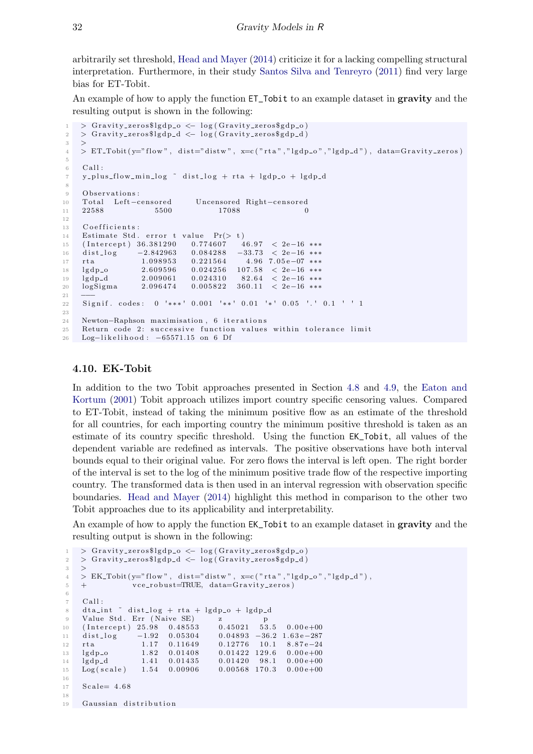arbitrarily set threshold, Head and Mayer (2014) criticize it for a lacking compelling structural interpretation. Furthermore, in their study Santos Silva and Tenreyro (2011) find very large bias for ET-Tobit.

An example of how to apply the function `ET_Tobit` to an example dataset in **gravity** and the resulting output is shown in the following:

```
> Gravity_zeros$lgdp_o <- log(Gravity_zeros$gdp_o)
> Gravity_zeros$lgdp_d <- log(Gravity_zeros$gdp_d)
>
> ET_Tobit(y="flow", dist="distw", x=c("rta","lgdp_o","lgdp_d"), data=Gravity_zeros)

Call:
y_plus_flow_min_log ~ dist_log + rta + lgdp_o + lgdp_d

Observations:
Total  Left-censored     Uncensored Right-censored
22588           5500          17088              0

Coefficients:
Estimate Std. error t value  Pr(> t)
(Intercept) 36.381290   0.774607   46.97  < 2e-16 ***
dist_log    -2.842963   0.084288  -33.73  < 2e-16 ***
rta          1.098953   0.221564    4.96 7.05e-07 ***
lgdp_o       2.609596   0.024256  107.58  < 2e-16 ***
lgdp_d       2.009061   0.024310   82.64  < 2e-16 ***
logSigma     2.096474   0.005822  360.11  < 2e-16 ***
---
Signif. codes:  0 '***' 0.001 '**' 0.01 '*' 0.05 '.' 0.1 ' ' 1

Newton-Raphson maximisation, 6 iterations
Return code 2: successive function values within tolerance limit
Log-likelihood: -65571.15 on 6 Df
```

### 4.10. EK-Tobit

In addition to the two Tobit approaches presented in Section 4.8 and 4.9, the Eaton and Kortum (2001) Tobit approach utilizes import country specific censoring values. Compared to ET-Tobit, instead of taking the minimum positive flow as an estimate of the threshold for all countries, for each importing country the minimum positive threshold is taken as an estimate of its country specific threshold. Using the function `EK_Tobit`, all values of the dependent variable are redefined as intervals. The positive observations have both interval bounds equal to their original value. For zero flows the interval is left open. The right border of the interval is set to the log of the minimum positive trade flow of the respective importing country. The transformed data is then used in an interval regression with observation specific boundaries. Head and Mayer (2014) highlight this method in comparison to the other two Tobit approaches due to its applicability and interpretability.

An example of how to apply the function `EK_Tobit` to an example dataset in **gravity** and the resulting output is shown in the following:

```
> Gravity_zeros$lgdp_o <- log(Gravity_zeros$gdp_o)
> Gravity_zeros$lgdp_d <- log(Gravity_zeros$gdp_d)
>
> EK_Tobit(y="flow", dist="distw", x=c("rta","lgdp_o","lgdp_d"),
+          vce_robust=TRUE, data=Gravity_zeros)

Call:
dta_int ~ dist_log + rta + lgdp_o + lgdp_d
Value Std. Err (Naive SE)      z          p
(Intercept) 25.98  0.48553    0.45021  53.5   0.00e+00
dist_log    -1.92  0.05304    0.04893 -36.2  1.63e-287
rta          1.17  0.11649    0.12776  10.1   8.87e-24
lgdp_o       1.82  0.01408    0.01422 129.6   0.00e+00
lgdp_d       1.41  0.01435    0.01420  98.1   0.00e+00
Log(scale)   1.54  0.00906    0.00568 170.3   0.00e+00

Scale= 4.68

Gaussian distribution
```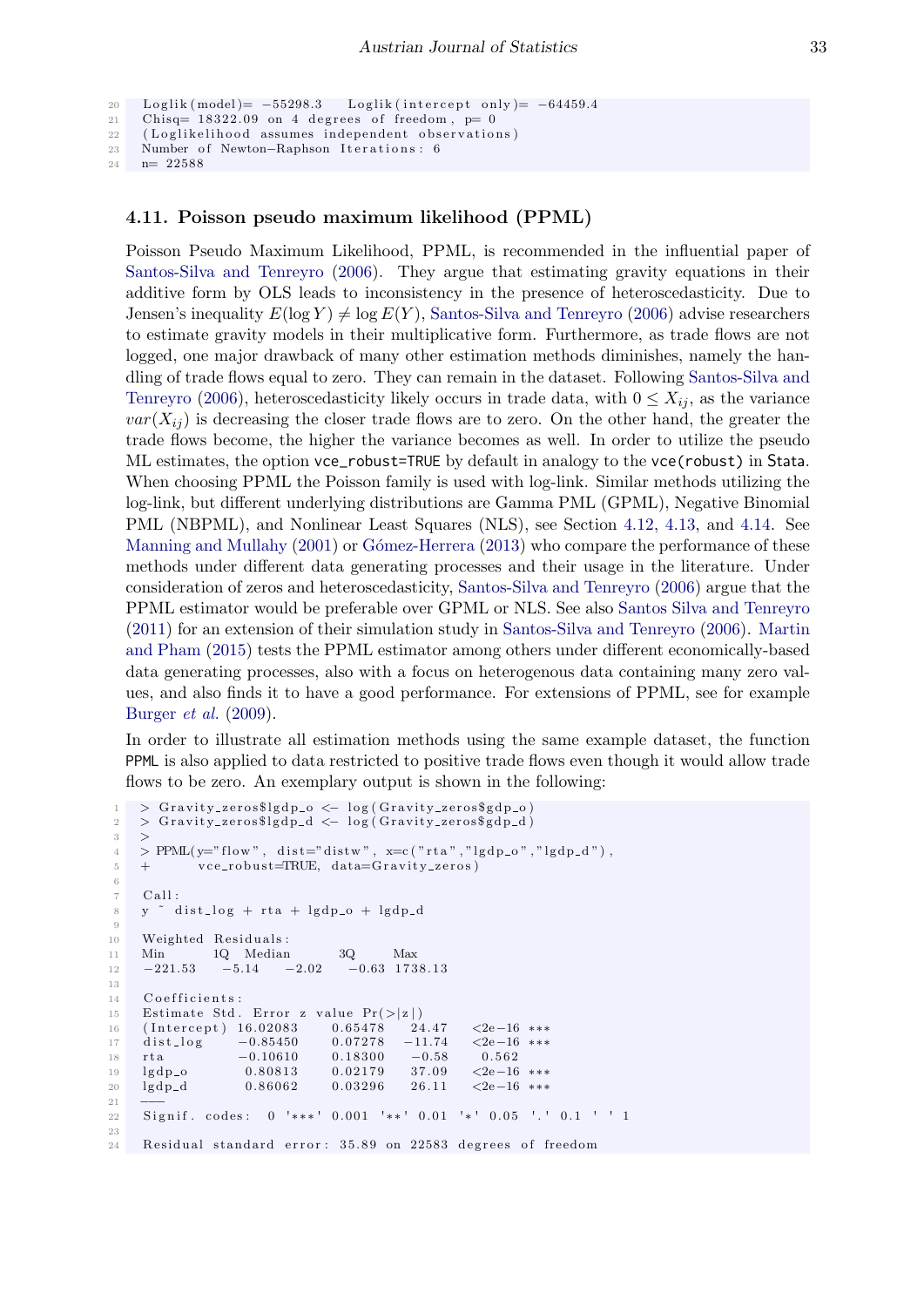```
Loglik(model)= -55298.3    Loglik(intercept only)= -64459.4
Chisq= 18322.09 on 4 degrees of freedom, p= 0
(Loglikelihood assumes independent observations)
Number of Newton-Raphson Iterations: 6
n= 22588
```

### 4.11. Poisson pseudo maximum likelihood (PPML)

Poisson Pseudo Maximum Likelihood, PPML, is recommended in the influential paper of Santos-Silva and Tenreyro (2006). They argue that estimating gravity equations in their additive form by OLS leads to inconsistency in the presence of heteroscedasticity. Due to Jensen's inequality $E(\log Y) \neq \log E(Y)$, Santos-Silva and Tenreyro (2006) advise researchers to estimate gravity models in their multiplicative form. Furthermore, as trade flows are not logged, one major drawback of many other estimation methods diminishes, namely the handling of trade flows equal to zero. They can remain in the dataset. Following Santos-Silva and Tenreyro (2006), heteroscedasticity likely occurs in trade data, with $0 \leq X_{ij}$, as the variance $var(X_{ij})$ is decreasing the closer trade flows are to zero. On the other hand, the greater the trade flows become, the higher the variance becomes as well. In order to utilize the pseudo ML estimates, the option vce_robust=TRUE by default in analogy to the vce(robust) in Stata. When choosing PPML the Poisson family is used with log-link. Similar methods utilizing the log-link, but different underlying distributions are Gamma PML (GPML), Negative Binomial PML (NBPML), and Nonlinear Least Squares (NLS), see Section 4.12, 4.13, and 4.14. See Manning and Mullahy (2001) or Gómez-Herrera (2013) who compare the performance of these methods under different data generating processes and their usage in the literature. Under consideration of zeros and heteroscedasticity, Santos-Silva and Tenreyro (2006) argue that the PPML estimator would be preferable over GPML or NLS. See also Santos Silva and Tenreyro (2011) for an extension of their simulation study in Santos-Silva and Tenreyro (2006). Martin and Pham (2015) tests the PPML estimator among others under different economically-based data generating processes, also with a focus on heterogenous data containing many zero values, and also finds it to have a good performance. For extensions of PPML, see for example Burger *et al.* (2009).

In order to illustrate all estimation methods using the same example dataset, the function PPML is also applied to data restricted to positive trade flows even though it would allow trade flows to be zero. An exemplary output is shown in the following:

```
> Gravity_zeros$lgdp_o <- log(Gravity_zeros$gdp_o)
> Gravity_zeros$lgdp_d <- log(Gravity_zeros$gdp_d)
>
> PPML(y="flow", dist="distw", x=c("rta","lgdp_o","lgdp_d"),
+       vce_robust=TRUE, data=Gravity_zeros)

Call:
y ~ dist_log + rta + lgdp_o + lgdp_d

Weighted Residuals:
Min       1Q   Median      3Q      Max
-221.53   -5.14   -2.02   -0.63  1738.13

Coefficients:
Estimate Std. Error z value Pr(>|z|)
(Intercept) 16.02083    0.65478   24.47   <2e-16 ***
dist_log    -0.85450    0.07278  -11.74   <2e-16 ***
rta         -0.10610    0.18300   -0.58    0.562
lgdp_o       0.80813    0.02179   37.09   <2e-16 ***
lgdp_d       0.86062    0.03296   26.11   <2e-16 ***
---
Signif. codes:  0 '***' 0.001 '**' 0.01 '*' 0.05 '.' 0.1 ' ' 1

Residual standard error: 35.89 on 22583 degrees of freedom
```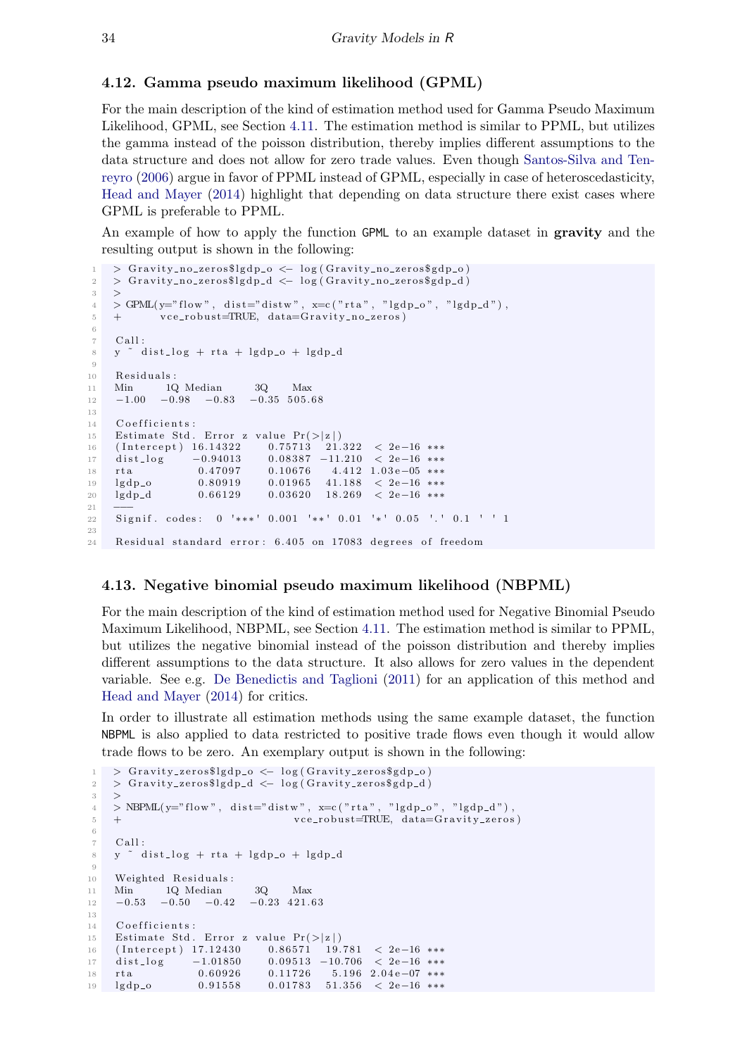### 4.12. Gamma pseudo maximum likelihood (GPML)

For the main description of the kind of estimation method used for Gamma Pseudo Maximum Likelihood, GPML, see Section 4.11. The estimation method is similar to PPML, but utilizes the gamma instead of the poisson distribution, thereby implies different assumptions to the data structure and does not allow for zero trade values. Even though Santos-Silva and Tenreyro (2006) argue in favor of PPML instead of GPML, especially in case of heteroscedasticity, Head and Mayer (2014) highlight that depending on data structure there exist cases where GPML is preferable to PPML.

An example of how to apply the function GPML to an example dataset in **gravity** and the resulting output is shown in the following:

```
> Gravity_no_zeros$lgdp_o <- log(Gravity_no_zeros$gdp_o)
> Gravity_no_zeros$lgdp_d <- log(Gravity_no_zeros$gdp_d)
>
> GPML(y="flow", dist="distw", x=c("rta", "lgdp_o", "lgdp_d"),
+       vce_robust=TRUE, data=Gravity_no_zeros)

Call:
y ~ dist_log + rta + lgdp_o + lgdp_d

Residuals:
Min      1Q  Median      3Q     Max
-1.00   -0.98   -0.83   -0.35  505.68

Coefficients:
Estimate Std. Error z value Pr(>|z|)
(Intercept) 16.14322    0.75713   21.322  < 2e-16 ***
dist_log    -0.94013    0.08387  -11.210  < 2e-16 ***
rta          0.47097    0.10676    4.412 1.03e-05 ***
lgdp_o       0.80919    0.01965   41.188  < 2e-16 ***
lgdp_d       0.66129    0.03620   18.269  < 2e-16 ***
---
Signif. codes:  0 '***' 0.001 '**' 0.01 '*' 0.05 '.' 0.1 ' ' 1

Residual standard error: 6.405 on 17083 degrees of freedom
```

### 4.13. Negative binomial pseudo maximum likelihood (NBPML)

For the main description of the kind of estimation method used for Negative Binomial Pseudo Maximum Likelihood, NBPML, see Section 4.11. The estimation method is similar to PPML, but utilizes the negative binomial instead of the poisson distribution and thereby implies different assumptions to the data structure. It also allows for zero values in the dependent variable. See e.g. De Benedictis and Taglioni (2011) for an application of this method and Head and Mayer (2014) for critics.

In order to illustrate all estimation methods using the same example dataset, the function NBPML is also applied to data restricted to positive trade flows even though it would allow trade flows to be zero. An exemplary output is shown in the following:

```
> Gravity_zeros$lgdp_o <- log(Gravity_zeros$gdp_o)
> Gravity_zeros$lgdp_d <- log(Gravity_zeros$gdp_d)
>
> NBPML(y="flow", dist="distw", x=c("rta", "lgdp_o", "lgdp_d"),
+                              vce_robust=TRUE, data=Gravity_zeros)

Call:
y ~ dist_log + rta + lgdp_o + lgdp_d

Weighted Residuals:
Min      1Q  Median      3Q     Max
-0.53   -0.50   -0.42   -0.23  421.63

Coefficients:
Estimate Std. Error z value Pr(>|z|)
(Intercept) 17.12430    0.86571   19.781  < 2e-16 ***
dist_log    -1.01850    0.09513  -10.706  < 2e-16 ***
rta          0.60926    0.11726    5.196 2.04e-07 ***
lgdp_o       0.91558    0.01783   51.356  < 2e-16 ***
```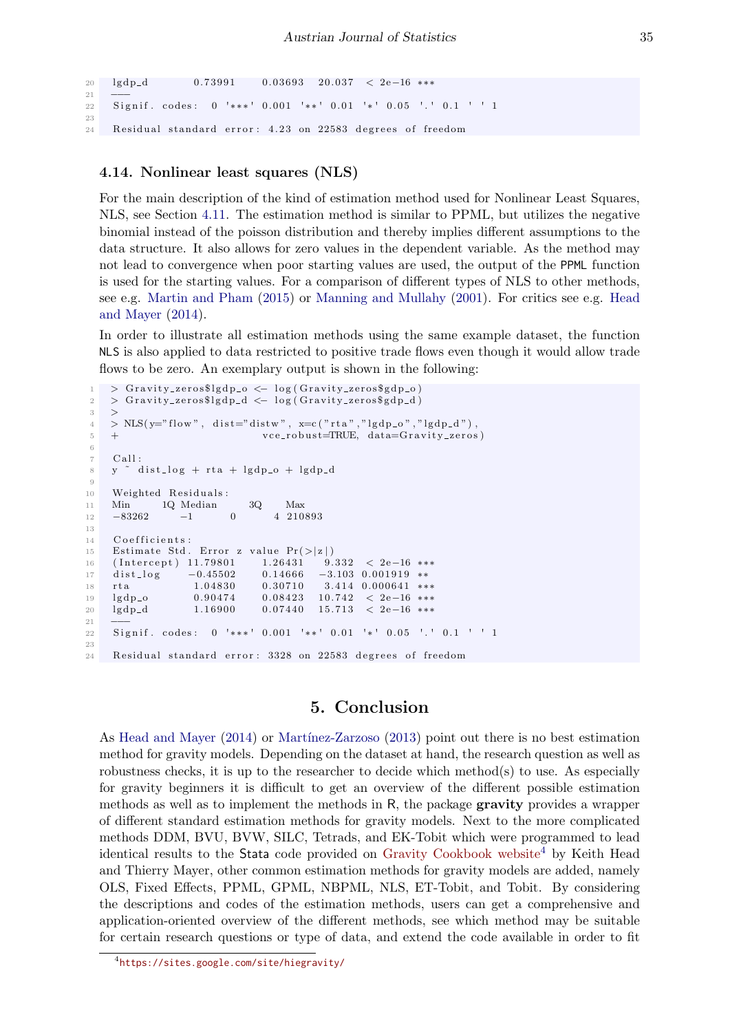```
lgdp_d       0.73991    0.03693   20.037  < 2e-16 ***
---
Signif. codes:  0 '***' 0.001 '**' 0.01 '*' 0.05 '.' 0.1 ' ' 1

Residual standard error: 4.23 on 22583 degrees of freedom
```

### 4.14. Nonlinear least squares (NLS)

For the main description of the kind of estimation method used for Nonlinear Least Squares, NLS, see Section 4.11. The estimation method is similar to PPML, but utilizes the negative binomial instead of the poisson distribution and thereby implies different assumptions to the data structure. It also allows for zero values in the dependent variable. As the method may not lead to convergence when poor starting values are used, the output of the PPML function is used for the starting values. For a comparison of different types of NLS to other methods, see e.g. Martin and Pham (2015) or Manning and Mullahy (2001). For critics see e.g. Head and Mayer (2014).

In order to illustrate all estimation methods using the same example dataset, the function NLS is also applied to data restricted to positive trade flows even though it would allow trade flows to be zero. An exemplary output is shown in the following:

```
> Gravity_zeros$lgdp_o <- log(Gravity_zeros$gdp_o)
> Gravity_zeros$lgdp_d <- log(Gravity_zeros$gdp_d)
>
> NLS(y="flow", dist="distw", x=c("rta","lgdp_o","lgdp_d"),
+                         vce_robust=TRUE, data=Gravity_zeros)

Call:
y ~ dist_log + rta + lgdp_o + lgdp_d

Weighted Residuals:
Min      1Q Median      3Q     Max
-83262      -1       0       4  210893

Coefficients:
Estimate Std. Error z value Pr(>|z|)
(Intercept) 11.79801    1.26431    9.332  < 2e-16 ***
dist_log    -0.45502    0.14666   -3.103 0.001919 **
rta          1.04830    0.30710    3.414 0.000641 ***
lgdp_o       0.90474    0.08423   10.742  < 2e-16 ***
lgdp_d       1.16900    0.07440   15.713  < 2e-16 ***
---
Signif. codes:  0 '***' 0.001 '**' 0.01 '*' 0.05 '.' 0.1 ' ' 1

Residual standard error: 3328 on 22583 degrees of freedom
```

## 5. Conclusion

As Head and Mayer (2014) or Martínez-Zarzoso (2013) point out there is no best estimation method for gravity models. Depending on the dataset at hand, the research question as well as robustness checks, it is up to the researcher to decide which method(s) to use. As especially for gravity beginners it is difficult to get an overview of the different possible estimation methods as well as to implement the methods in R, the package **gravity** provides a wrapper of different standard estimation methods for gravity models. Next to the more complicated methods DDM, BVU, BVW, SILC, Tetrads, and EK-Tobit which were programmed to lead identical results to the Stata code provided on Gravity Cookbook website[4] by Keith Head and Thierry Mayer, other common estimation methods for gravity models are added, namely OLS, Fixed Effects, PPML, GPML, NBPML, NLS, ET-Tobit, and Tobit. By considering the descriptions and codes of the estimation methods, users can get a comprehensive and application-oriented overview of the different methods, see which method may be suitable for certain research questions or type of data, and extend the code available in order to fit

[4] https://sites.google.com/site/hiegravity/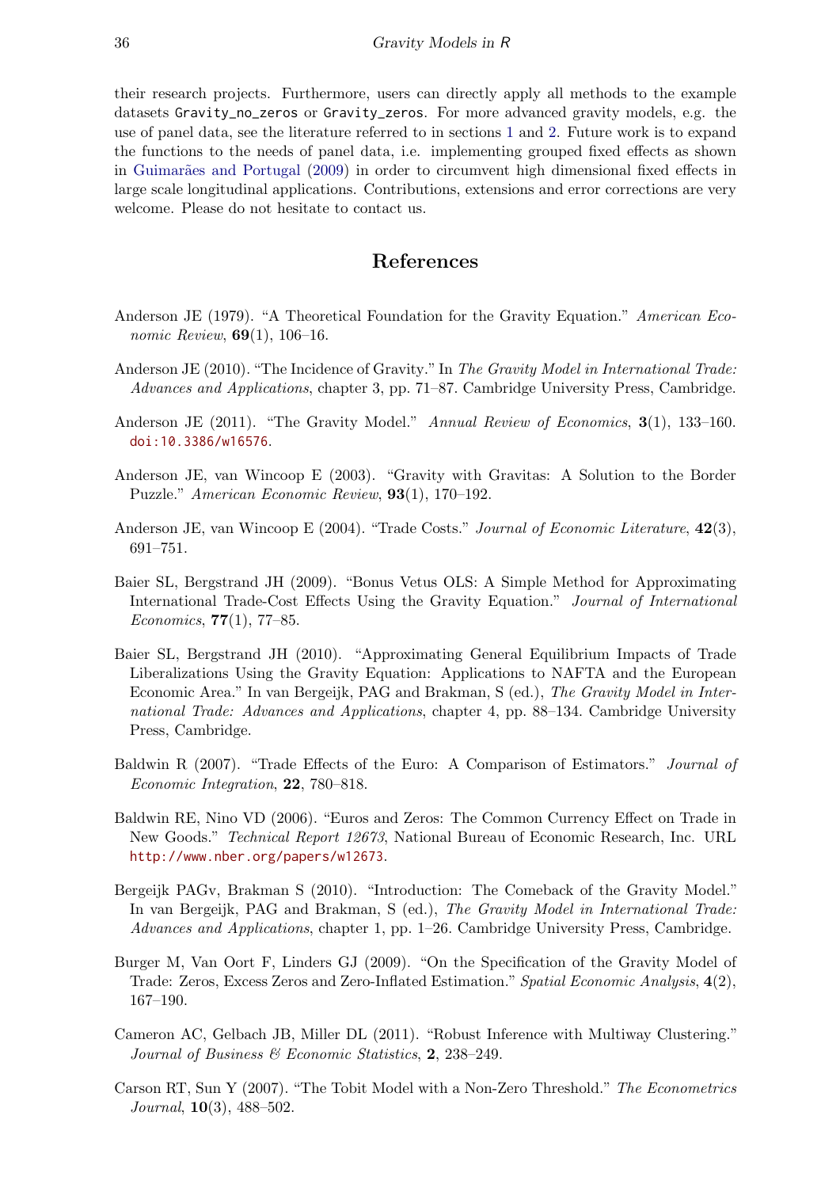their research projects. Furthermore, users can directly apply all methods to the example datasets `Gravity_no_zeros` or `Gravity_zeros`. For more advanced gravity models, e.g. the use of panel data, see the literature referred to in sections 1 and 2. Future work is to expand the functions to the needs of panel data, i.e. implementing grouped fixed effects as shown in Guimarães and Portugal (2009) in order to circumvent high dimensional fixed effects in large scale longitudinal applications. Contributions, extensions and error corrections are very welcome. Please do not hesitate to contact us.

## References

Anderson JE (1979). "A Theoretical Foundation for the Gravity Equation." *American Economic Review*, **69**(1), 106–16.

Anderson JE (2010). "The Incidence of Gravity." In *The Gravity Model in International Trade: Advances and Applications*, chapter 3, pp. 71–87. Cambridge University Press, Cambridge.

Anderson JE (2011). "The Gravity Model." *Annual Review of Economics*, **3**(1), 133–160. doi:10.3386/w16576.

Anderson JE, van Wincoop E (2003). "Gravity with Gravitas: A Solution to the Border Puzzle." *American Economic Review*, **93**(1), 170–192.

Anderson JE, van Wincoop E (2004). "Trade Costs." *Journal of Economic Literature*, **42**(3), 691–751.

Baier SL, Bergstrand JH (2009). "Bonus Vetus OLS: A Simple Method for Approximating International Trade-Cost Effects Using the Gravity Equation." *Journal of International Economics*, **77**(1), 77–85.

Baier SL, Bergstrand JH (2010). "Approximating General Equilibrium Impacts of Trade Liberalizations Using the Gravity Equation: Applications to NAFTA and the European Economic Area." In van Bergeijk, PAG and Brakman, S (ed.), *The Gravity Model in International Trade: Advances and Applications*, chapter 4, pp. 88–134. Cambridge University Press, Cambridge.

Baldwin R (2007). "Trade Effects of the Euro: A Comparison of Estimators." *Journal of Economic Integration*, **22**, 780–818.

Baldwin RE, Nino VD (2006). "Euros and Zeros: The Common Currency Effect on Trade in New Goods." *Technical Report 12673*, National Bureau of Economic Research, Inc. URL http://www.nber.org/papers/w12673.

Bergeijk PAGv, Brakman S (2010). "Introduction: The Comeback of the Gravity Model." In van Bergeijk, PAG and Brakman, S (ed.), *The Gravity Model in International Trade: Advances and Applications*, chapter 1, pp. 1–26. Cambridge University Press, Cambridge.

Burger M, Van Oort F, Linders GJ (2009). "On the Specification of the Gravity Model of Trade: Zeros, Excess Zeros and Zero-Inflated Estimation." *Spatial Economic Analysis*, **4**(2), 167–190.

Cameron AC, Gelbach JB, Miller DL (2011). "Robust Inference with Multiway Clustering." *Journal of Business & Economic Statistics*, **2**, 238–249.

Carson RT, Sun Y (2007). "The Tobit Model with a Non-Zero Threshold." *The Econometrics Journal*, **10**(3), 488–502.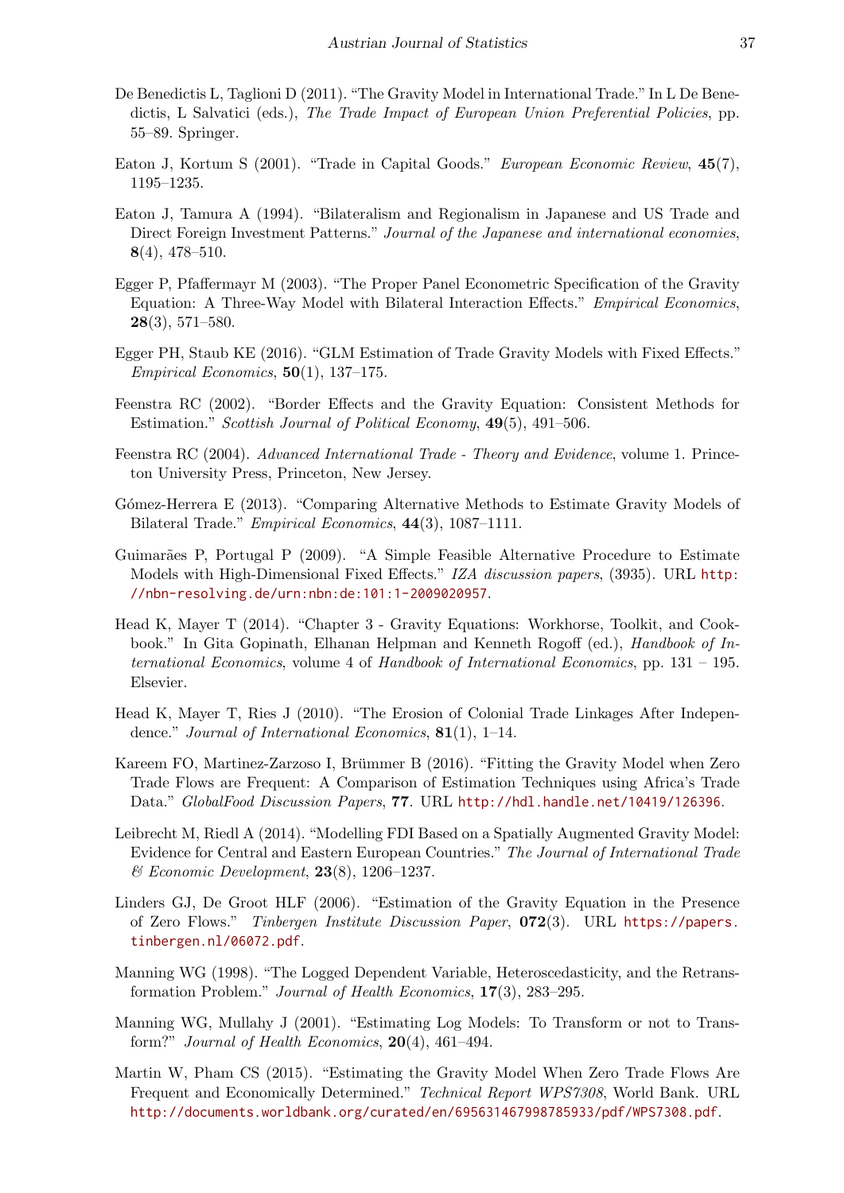De Benedictis L, Taglioni D (2011). "The Gravity Model in International Trade." In L De Benedictis, L Salvatici (eds.), *The Trade Impact of European Union Preferential Policies*, pp. 55–89. Springer.

Eaton J, Kortum S (2001). "Trade in Capital Goods." *European Economic Review*, **45**(7), 1195–1235.

Eaton J, Tamura A (1994). "Bilateralism and Regionalism in Japanese and US Trade and Direct Foreign Investment Patterns." *Journal of the Japanese and international economies*, **8**(4), 478–510.

Egger P, Pfaffermayr M (2003). "The Proper Panel Econometric Specification of the Gravity Equation: A Three-Way Model with Bilateral Interaction Effects." *Empirical Economics*, **28**(3), 571–580.

Egger PH, Staub KE (2016). "GLM Estimation of Trade Gravity Models with Fixed Effects." *Empirical Economics*, **50**(1), 137–175.

Feenstra RC (2002). "Border Effects and the Gravity Equation: Consistent Methods for Estimation." *Scottish Journal of Political Economy*, **49**(5), 491–506.

Feenstra RC (2004). *Advanced International Trade - Theory and Evidence*, volume 1. Princeton University Press, Princeton, New Jersey.

Gómez-Herrera E (2013). "Comparing Alternative Methods to Estimate Gravity Models of Bilateral Trade." *Empirical Economics*, **44**(3), 1087–1111.

Guimarães P, Portugal P (2009). "A Simple Feasible Alternative Procedure to Estimate Models with High-Dimensional Fixed Effects." *IZA discussion papers*, (3935). URL http://nbn-resolving.de/urn:nbn:de:101:1-2009020957.

Head K, Mayer T (2014). "Chapter 3 - Gravity Equations: Workhorse, Toolkit, and Cookbook." In Gita Gopinath, Elhanan Helpman and Kenneth Rogoff (ed.), *Handbook of International Economics*, volume 4 of *Handbook of International Economics*, pp. 131 – 195. Elsevier.

Head K, Mayer T, Ries J (2010). "The Erosion of Colonial Trade Linkages After Independence." *Journal of International Economics*, **81**(1), 1–14.

Kareem FO, Martinez-Zarzoso I, Brümmer B (2016). "Fitting the Gravity Model when Zero Trade Flows are Frequent: A Comparison of Estimation Techniques using Africa's Trade Data." *GlobalFood Discussion Papers*, **77**. URL http://hdl.handle.net/10419/126396.

Leibrecht M, Riedl A (2014). "Modelling FDI Based on a Spatially Augmented Gravity Model: Evidence for Central and Eastern European Countries." *The Journal of International Trade & Economic Development*, **23**(8), 1206–1237.

Linders GJ, De Groot HLF (2006). "Estimation of the Gravity Equation in the Presence of Zero Flows." *Tinbergen Institute Discussion Paper*, **072**(3). URL https://papers.tinbergen.nl/06072.pdf.

Manning WG (1998). "The Logged Dependent Variable, Heteroscedasticity, and the Retransformation Problem." *Journal of Health Economics*, **17**(3), 283–295.

Manning WG, Mullahy J (2001). "Estimating Log Models: To Transform or not to Transform?" *Journal of Health Economics*, **20**(4), 461–494.

Martin W, Pham CS (2015). "Estimating the Gravity Model When Zero Trade Flows Are Frequent and Economically Determined." *Technical Report WPS7308*, World Bank. URL http://documents.worldbank.org/curated/en/695631467998785933/pdf/WPS7308.pdf.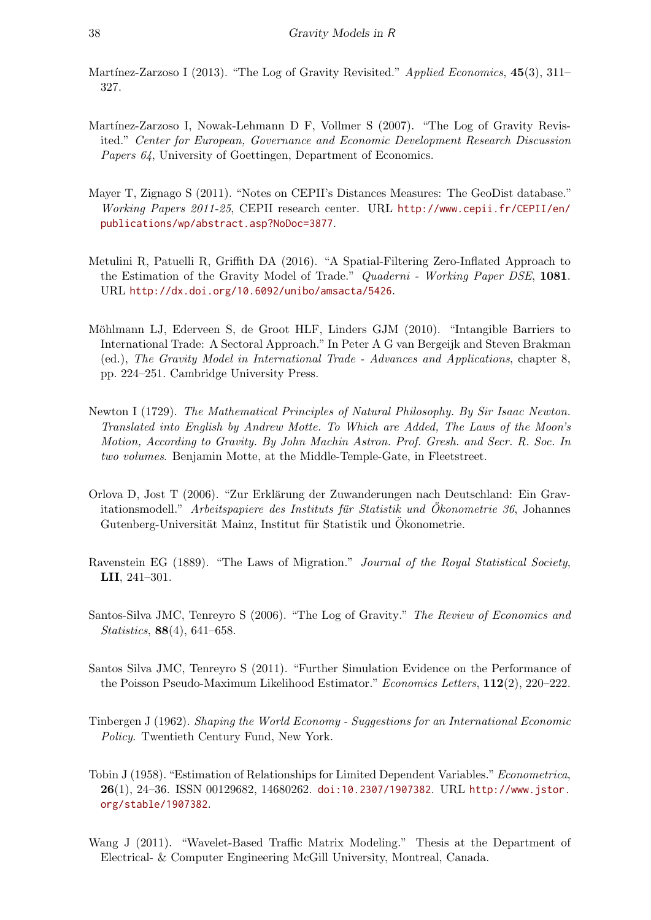Martínez-Zarzoso I (2013). "The Log of Gravity Revisited." *Applied Economics*, **45**(3), 311–327.

Martínez-Zarzoso I, Nowak-Lehmann D F, Vollmer S (2007). "The Log of Gravity Revisited." *Center for European, Governance and Economic Development Research Discussion Papers 64*, University of Goettingen, Department of Economics.

Mayer T, Zignago S (2011). "Notes on CEPII's Distances Measures: The GeoDist database." *Working Papers 2011-25*, CEPII research center. URL http://www.cepii.fr/CEPII/en/publications/wp/abstract.asp?NoDoc=3877.

Metulini R, Patuelli R, Griffith DA (2016). "A Spatial-Filtering Zero-Inflated Approach to the Estimation of the Gravity Model of Trade." *Quaderni - Working Paper DSE*, **1081**. URL http://dx.doi.org/10.6092/unibo/amsacta/5426.

Möhlmann LJ, Ederveen S, de Groot HLF, Linders GJM (2010). "Intangible Barriers to International Trade: A Sectoral Approach." In Peter A G van Bergeijk and Steven Brakman (ed.), *The Gravity Model in International Trade - Advances and Applications*, chapter 8, pp. 224–251. Cambridge University Press.

Newton I (1729). *The Mathematical Principles of Natural Philosophy. By Sir Isaac Newton. Translated into English by Andrew Motte. To Which are Added, The Laws of the Moon's Motion, According to Gravity. By John Machin Astron. Prof. Gresh. and Secr. R. Soc. In two volumes*. Benjamin Motte, at the Middle-Temple-Gate, in Fleetstreet.

Orlova D, Jost T (2006). "Zur Erklärung der Zuwanderungen nach Deutschland: Ein Gravitationsmodell." *Arbeitspapiere des Instituts für Statistik und Ökonometrie 36*, Johannes Gutenberg-Universität Mainz, Institut für Statistik und Ökonometrie.

Ravenstein EG (1889). "The Laws of Migration." *Journal of the Royal Statistical Society*, **LII**, 241–301.

Santos-Silva JMC, Tenreyro S (2006). "The Log of Gravity." *The Review of Economics and Statistics*, **88**(4), 641–658.

Santos Silva JMC, Tenreyro S (2011). "Further Simulation Evidence on the Performance of the Poisson Pseudo-Maximum Likelihood Estimator." *Economics Letters*, **112**(2), 220–222.

Tinbergen J (1962). *Shaping the World Economy - Suggestions for an International Economic Policy*. Twentieth Century Fund, New York.

Tobin J (1958). "Estimation of Relationships for Limited Dependent Variables." *Econometrica*, **26**(1), 24–36. ISSN 00129682, 14680262. doi:10.2307/1907382. URL http://www.jstor.org/stable/1907382.

Wang J (2011). "Wavelet-Based Traffic Matrix Modeling." Thesis at the Department of Electrical- & Computer Engineering McGill University, Montreal, Canada.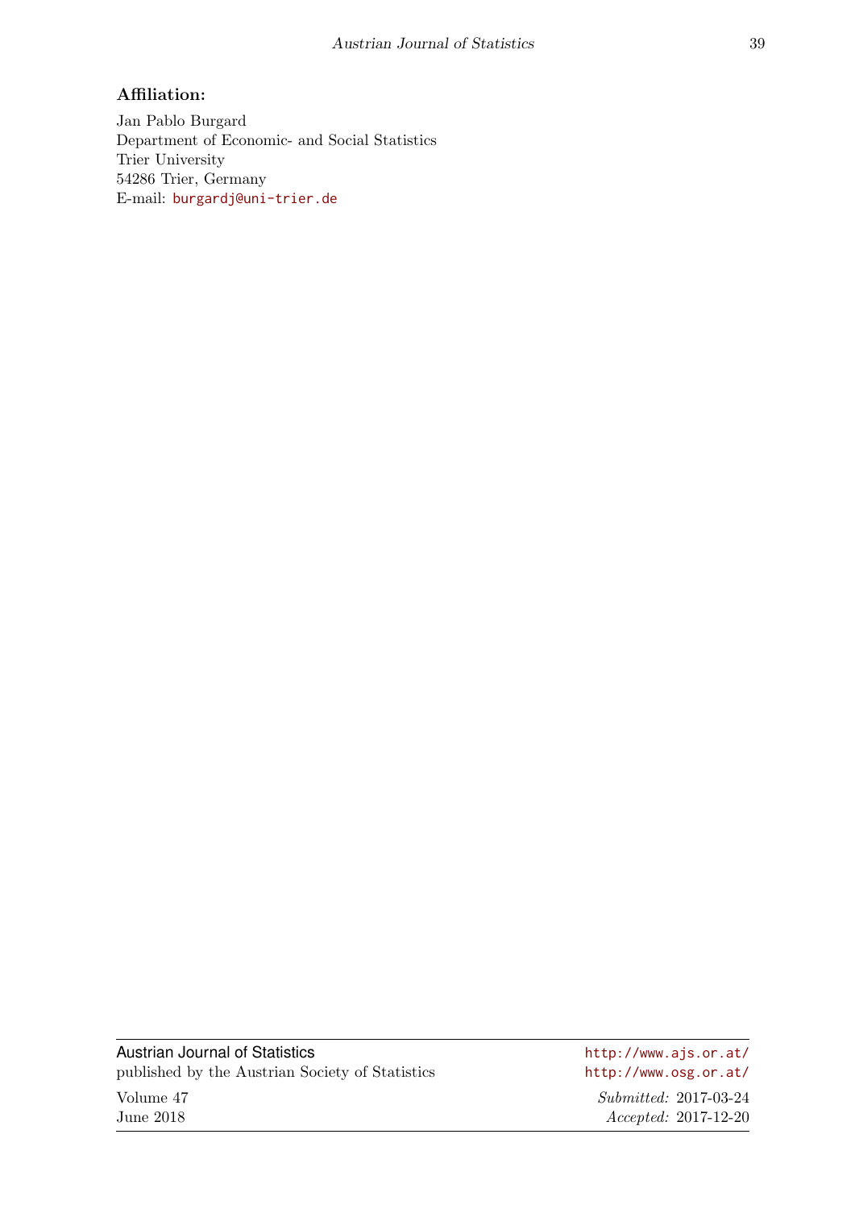**Affiliation:**

Jan Pablo Burgard
Department of Economic- and Social Statistics
Trier University
54286 Trier, Germany
E-mail: burgardj@uni-trier.de

Austrian Journal of Statistics
published by the Austrian Society of Statistics
Volume 47
June 2018

http://www.ajs.or.at/
http://www.osg.or.at/
*Submitted:* 2017-03-24
*Accepted:* 2017-12-20